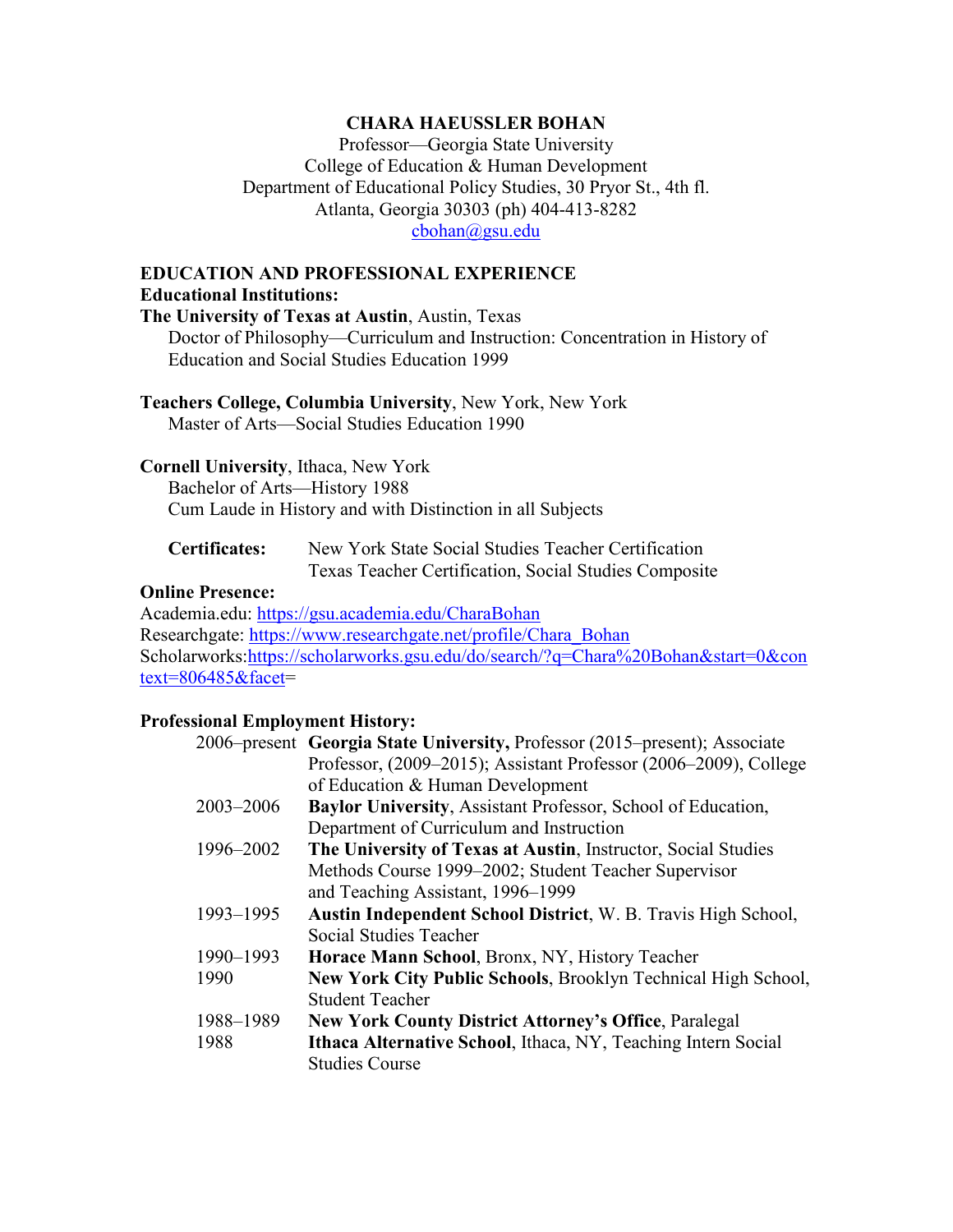# CHARA HAEUSSLER BOHAN

Professor—Georgia State University
College of Education & Human Development
Department of Educational Policy Studies, 30 Pryor St., 4th fl.
Atlanta, Georgia 30303 (ph) 404-413-8282
cbohan@gsu.edu

## EDUCATION AND PROFESSIONAL EXPERIENCE

### Educational Institutions:

**The University of Texas at Austin**, Austin, Texas
Doctor of Philosophy—Curriculum and Instruction: Concentration in History of Education and Social Studies Education 1999

**Teachers College, Columbia University**, New York, New York
Master of Arts—Social Studies Education 1990

**Cornell University**, Ithaca, New York
Bachelor of Arts—History 1988
Cum Laude in History and with Distinction in all Subjects

**Certificates:** New York State Social Studies Teacher Certification
Texas Teacher Certification, Social Studies Composite

### Online Presence:

Academia.edu: https://gsu.academia.edu/CharaBohan
Researchgate: https://www.researchgate.net/profile/Chara_Bohan
Scholarworks:https://scholarworks.gsu.edu/do/search/?q=Chara%20Bohan&start=0&context=806485&facet=

### Professional Employment History:

| | |
|---|---|
| 2006–present | **Georgia State University,** Professor (2015–present); Associate Professor, (2009–2015); Assistant Professor (2006–2009), College of Education & Human Development |
| 2003–2006 | **Baylor University**, Assistant Professor, School of Education, Department of Curriculum and Instruction |
| 1996–2002 | **The University of Texas at Austin**, Instructor, Social Studies Methods Course 1999–2002; Student Teacher Supervisor and Teaching Assistant, 1996–1999 |
| 1993–1995 | **Austin Independent School District**, W. B. Travis High School, Social Studies Teacher |
| 1990–1993 | **Horace Mann School**, Bronx, NY, History Teacher |
| 1990 | **New York City Public Schools**, Brooklyn Technical High School, Student Teacher |
| 1988–1989 | **New York County District Attorney's Office**, Paralegal |
| 1988 | **Ithaca Alternative School**, Ithaca, NY, Teaching Intern Social Studies Course |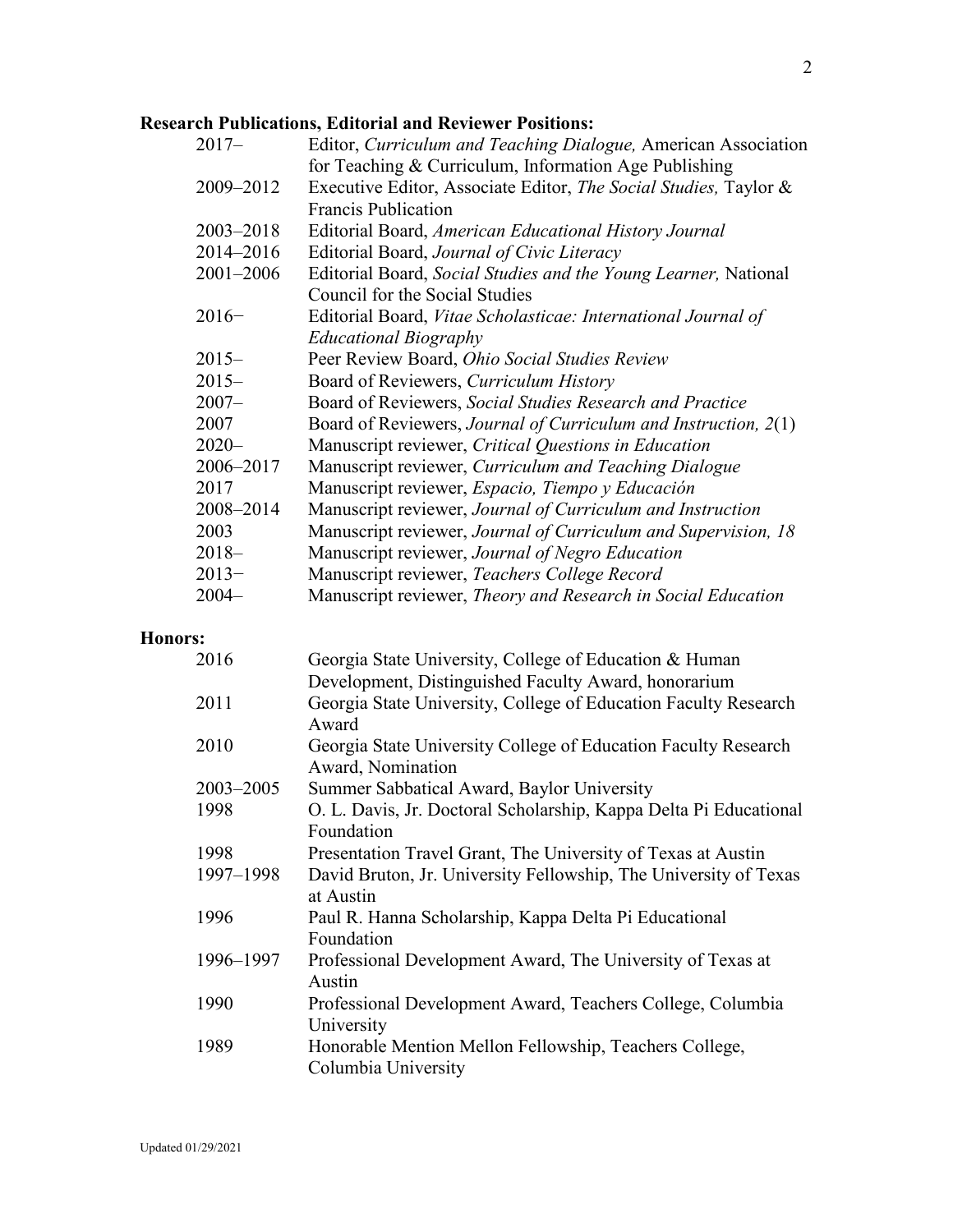**Research Publications, Editorial and Reviewer Positions:**

| | |
|---|---|
| 2017– | Editor, *Curriculum and Teaching Dialogue,* American Association for Teaching & Curriculum, Information Age Publishing |
| 2009–2012 | Executive Editor, Associate Editor, *The Social Studies,* Taylor & Francis Publication |
| 2003–2018 | Editorial Board, *American Educational History Journal* |
| 2014–2016 | Editorial Board, *Journal of Civic Literacy* |
| 2001–2006 | Editorial Board, *Social Studies and the Young Learner,* National Council for the Social Studies |
| 2016− | Editorial Board, *Vitae Scholasticae: International Journal of Educational Biography* |
| 2015– | Peer Review Board, *Ohio Social Studies Review* |
| 2015– | Board of Reviewers, *Curriculum History* |
| 2007– | Board of Reviewers, *Social Studies Research and Practice* |
| 2007 | Board of Reviewers, *Journal of Curriculum and Instruction, 2*(1) |
| 2020– | Manuscript reviewer, *Critical Questions in Education* |
| 2006–2017 | Manuscript reviewer, *Curriculum and Teaching Dialogue* |
| 2017 | Manuscript reviewer, *Espacio, Tiempo y Educación* |
| 2008–2014 | Manuscript reviewer, *Journal of Curriculum and Instruction* |
| 2003 | Manuscript reviewer, *Journal of Curriculum and Supervision, 18* |
| 2018– | Manuscript reviewer, *Journal of Negro Education* |
| 2013− | Manuscript reviewer, *Teachers College Record* |
| 2004– | Manuscript reviewer, *Theory and Research in Social Education* |

**Honors:**

| | |
|---|---|
| 2016 | Georgia State University, College of Education & Human Development, Distinguished Faculty Award, honorarium |
| 2011 | Georgia State University, College of Education Faculty Research Award |
| 2010 | Georgia State University College of Education Faculty Research Award, Nomination |
| 2003–2005 | Summer Sabbatical Award, Baylor University |
| 1998 | O. L. Davis, Jr. Doctoral Scholarship, Kappa Delta Pi Educational Foundation |
| 1998 | Presentation Travel Grant, The University of Texas at Austin |
| 1997–1998 | David Bruton, Jr. University Fellowship, The University of Texas at Austin |
| 1996 | Paul R. Hanna Scholarship, Kappa Delta Pi Educational Foundation |
| 1996–1997 | Professional Development Award, The University of Texas at Austin |
| 1990 | Professional Development Award, Teachers College, Columbia University |
| 1989 | Honorable Mention Mellon Fellowship, Teachers College, Columbia University |

Updated 01/29/2021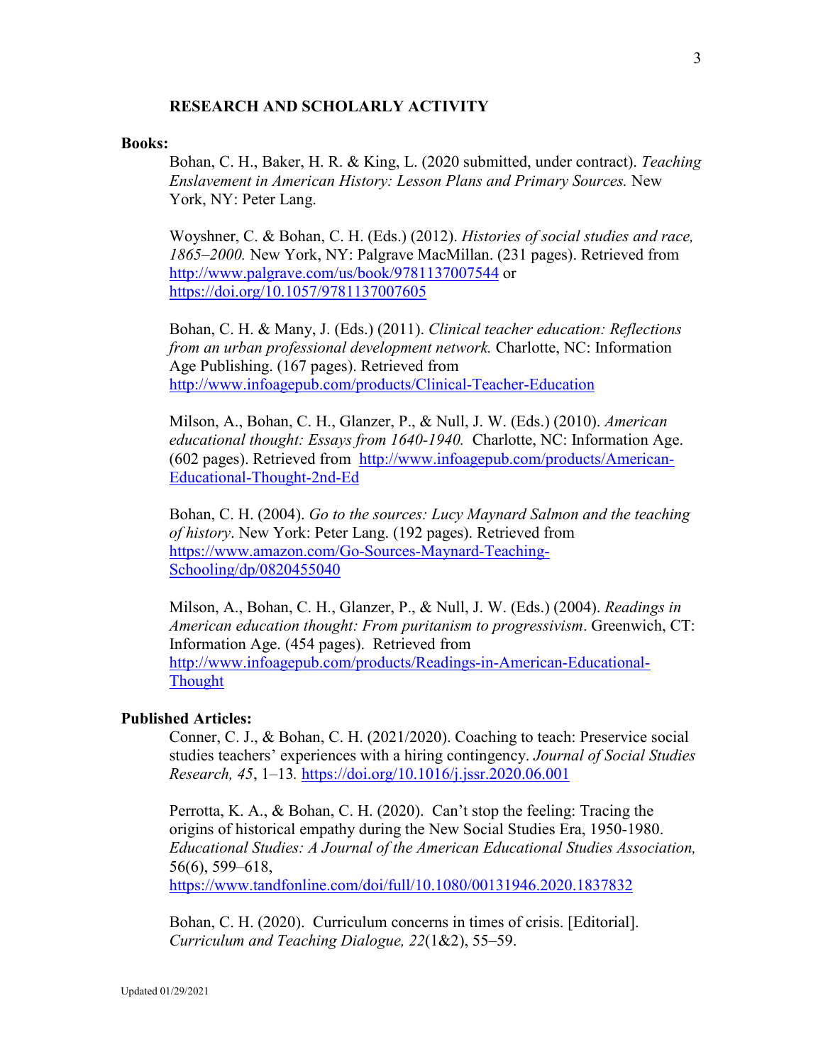## RESEARCH AND SCHOLARLY ACTIVITY

**Books:**

Bohan, C. H., Baker, H. R. & King, L. (2020 submitted, under contract). *Teaching Enslavement in American History: Lesson Plans and Primary Sources.* New York, NY: Peter Lang.

Woyshner, C. & Bohan, C. H. (Eds.) (2012). *Histories of social studies and race, 1865–2000.* New York, NY: Palgrave MacMillan. (231 pages). Retrieved from http://www.palgrave.com/us/book/9781137007544 or https://doi.org/10.1057/9781137007605

Bohan, C. H. & Many, J. (Eds.) (2011). *Clinical teacher education: Reflections from an urban professional development network.* Charlotte, NC: Information Age Publishing. (167 pages). Retrieved from http://www.infoagepub.com/products/Clinical-Teacher-Education

Milson, A., Bohan, C. H., Glanzer, P., & Null, J. W. (Eds.) (2010). *American educational thought: Essays from 1640-1940.* Charlotte, NC: Information Age. (602 pages). Retrieved from http://www.infoagepub.com/products/American-Educational-Thought-2nd-Ed

Bohan, C. H. (2004). *Go to the sources: Lucy Maynard Salmon and the teaching of history*. New York: Peter Lang. (192 pages). Retrieved from https://www.amazon.com/Go-Sources-Maynard-Teaching-Schooling/dp/0820455040

Milson, A., Bohan, C. H., Glanzer, P., & Null, J. W. (Eds.) (2004). *Readings in American education thought: From puritanism to progressivism*. Greenwich, CT: Information Age. (454 pages). Retrieved from http://www.infoagepub.com/products/Readings-in-American-Educational-Thought

**Published Articles:**

Conner, C. J., & Bohan, C. H. (2021/2020). Coaching to teach: Preservice social studies teachers' experiences with a hiring contingency. *Journal of Social Studies Research, 45*, 1–13. https://doi.org/10.1016/j.jssr.2020.06.001

Perrotta, K. A., & Bohan, C. H. (2020). Can't stop the feeling: Tracing the origins of historical empathy during the New Social Studies Era, 1950-1980. *Educational Studies: A Journal of the American Educational Studies Association,* 56(6), 599–618, https://www.tandfonline.com/doi/full/10.1080/00131946.2020.1837832

Bohan, C. H. (2020). Curriculum concerns in times of crisis. [Editorial]. *Curriculum and Teaching Dialogue, 22*(1&2), 55–59.

Updated 01/29/2021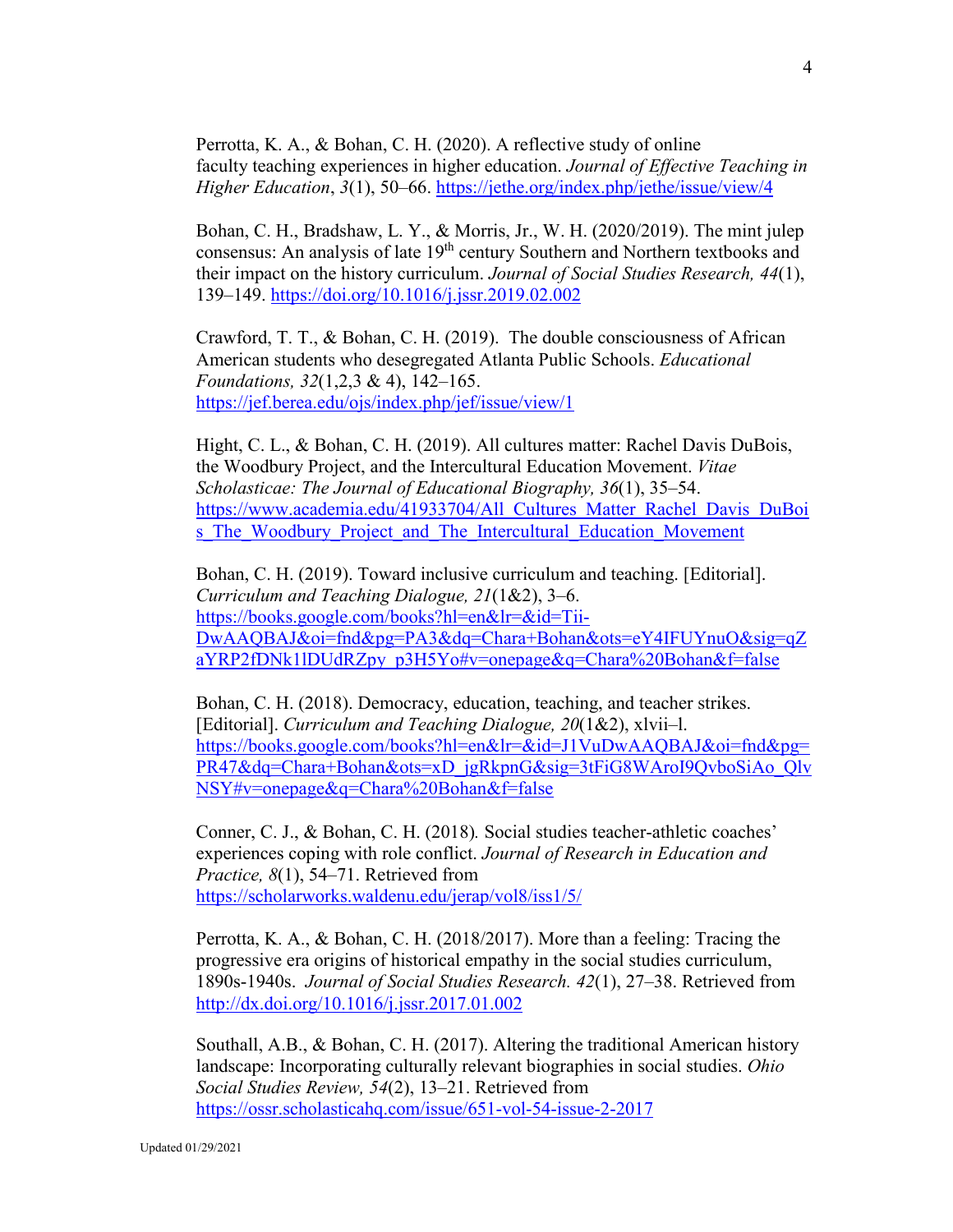Perrotta, K. A., & Bohan, C. H. (2020). A reflective study of online faculty teaching experiences in higher education. *Journal of Effective Teaching in Higher Education*, *3*(1), 50–66. https://jethe.org/index.php/jethe/issue/view/4

Bohan, C. H., Bradshaw, L. Y., & Morris, Jr., W. H. (2020/2019). The mint julep consensus: An analysis of late 19th century Southern and Northern textbooks and their impact on the history curriculum. *Journal of Social Studies Research, 44*(1), 139–149. https://doi.org/10.1016/j.jssr.2019.02.002

Crawford, T. T., & Bohan, C. H. (2019). The double consciousness of African American students who desegregated Atlanta Public Schools. *Educational Foundations, 32*(1,2,3 & 4), 142–165. https://jef.berea.edu/ojs/index.php/jef/issue/view/1

Hight, C. L., & Bohan, C. H. (2019). All cultures matter: Rachel Davis DuBois, the Woodbury Project, and the Intercultural Education Movement. *Vitae Scholasticae: The Journal of Educational Biography, 36*(1), 35–54. https://www.academia.edu/41933704/All_Cultures_Matter_Rachel_Davis_DuBois_The_Woodbury_Project_and_The_Intercultural_Education_Movement

Bohan, C. H. (2019). Toward inclusive curriculum and teaching. [Editorial]. *Curriculum and Teaching Dialogue, 21*(1&2), 3–6. https://books.google.com/books?hl=en&lr=&id=Tii-DwAAQBAJ&oi=fnd&pg=PA3&dq=Chara+Bohan&ots=eY4IFUYnuO&sig=qZaYRP2fDNk1lDUdRZpy_p3H5Yo#v=onepage&q=Chara%20Bohan&f=false

Bohan, C. H. (2018). Democracy, education, teaching, and teacher strikes. [Editorial]. *Curriculum and Teaching Dialogue, 20*(1&2), xlvii–l. https://books.google.com/books?hl=en&lr=&id=J1VuDwAAQBAJ&oi=fnd&pg=PR47&dq=Chara+Bohan&ots=xD_jgRkpnG&sig=3tFiG8WAroI9QvboSiAo_QlvNSY#v=onepage&q=Chara%20Bohan&f=false

Conner, C. J., & Bohan, C. H. (2018). Social studies teacher-athletic coaches' experiences coping with role conflict. *Journal of Research in Education and Practice, 8*(1), 54–71. Retrieved from https://scholarworks.waldenu.edu/jerap/vol8/iss1/5/

Perrotta, K. A., & Bohan, C. H. (2018/2017). More than a feeling: Tracing the progressive era origins of historical empathy in the social studies curriculum, 1890s-1940s. *Journal of Social Studies Research. 42*(1), 27–38. Retrieved from http://dx.doi.org/10.1016/j.jssr.2017.01.002

Southall, A.B., & Bohan, C. H. (2017). Altering the traditional American history landscape: Incorporating culturally relevant biographies in social studies. *Ohio Social Studies Review, 54*(2), 13–21. Retrieved from https://ossr.scholasticahq.com/issue/651-vol-54-issue-2-2017

Updated 01/29/2021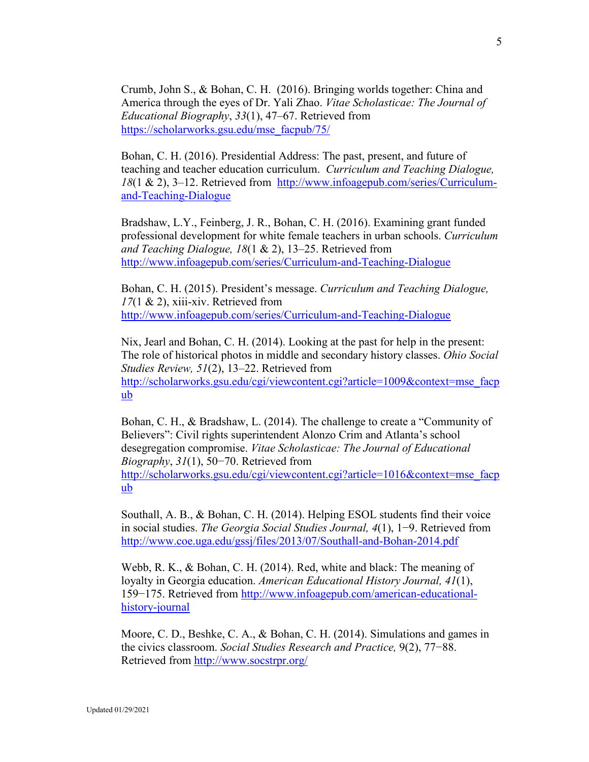Crumb, John S., & Bohan, C. H. (2016). Bringing worlds together: China and America through the eyes of Dr. Yali Zhao. *Vitae Scholasticae: The Journal of Educational Biography*, *33*(1), 47–67. Retrieved from https://scholarworks.gsu.edu/mse_facpub/75/

Bohan, C. H. (2016). Presidential Address: The past, present, and future of teaching and teacher education curriculum. *Curriculum and Teaching Dialogue, 18*(1 & 2), 3–12. Retrieved from http://www.infoagepub.com/series/Curriculum-and-Teaching-Dialogue

Bradshaw, L.Y., Feinberg, J. R., Bohan, C. H. (2016). Examining grant funded professional development for white female teachers in urban schools. *Curriculum and Teaching Dialogue, 18*(1 & 2), 13–25. Retrieved from http://www.infoagepub.com/series/Curriculum-and-Teaching-Dialogue

Bohan, C. H. (2015). President's message. *Curriculum and Teaching Dialogue, 17*(1 & 2), xiii-xiv. Retrieved from http://www.infoagepub.com/series/Curriculum-and-Teaching-Dialogue

Nix, Jearl and Bohan, C. H. (2014). Looking at the past for help in the present: The role of historical photos in middle and secondary history classes. *Ohio Social Studies Review, 51*(2), 13–22. Retrieved from http://scholarworks.gsu.edu/cgi/viewcontent.cgi?article=1009&context=mse_facpub

Bohan, C. H., & Bradshaw, L. (2014). The challenge to create a "Community of Believers": Civil rights superintendent Alonzo Crim and Atlanta's school desegregation compromise. *Vitae Scholasticae: The Journal of Educational Biography*, *31*(1), 50−70. Retrieved from http://scholarworks.gsu.edu/cgi/viewcontent.cgi?article=1016&context=mse_facpub

Southall, A. B., & Bohan, C. H. (2014). Helping ESOL students find their voice in social studies. *The Georgia Social Studies Journal, 4*(1), 1−9. Retrieved from http://www.coe.uga.edu/gssj/files/2013/07/Southall-and-Bohan-2014.pdf

Webb, R. K., & Bohan, C. H. (2014). Red, white and black: The meaning of loyalty in Georgia education. *American Educational History Journal, 41*(1), 159−175. Retrieved from http://www.infoagepub.com/american-educational-history-journal

Moore, C. D., Beshke, C. A., & Bohan, C. H. (2014). Simulations and games in the civics classroom. *Social Studies Research and Practice,* 9(2), 77−88. Retrieved from http://www.socstrpr.org/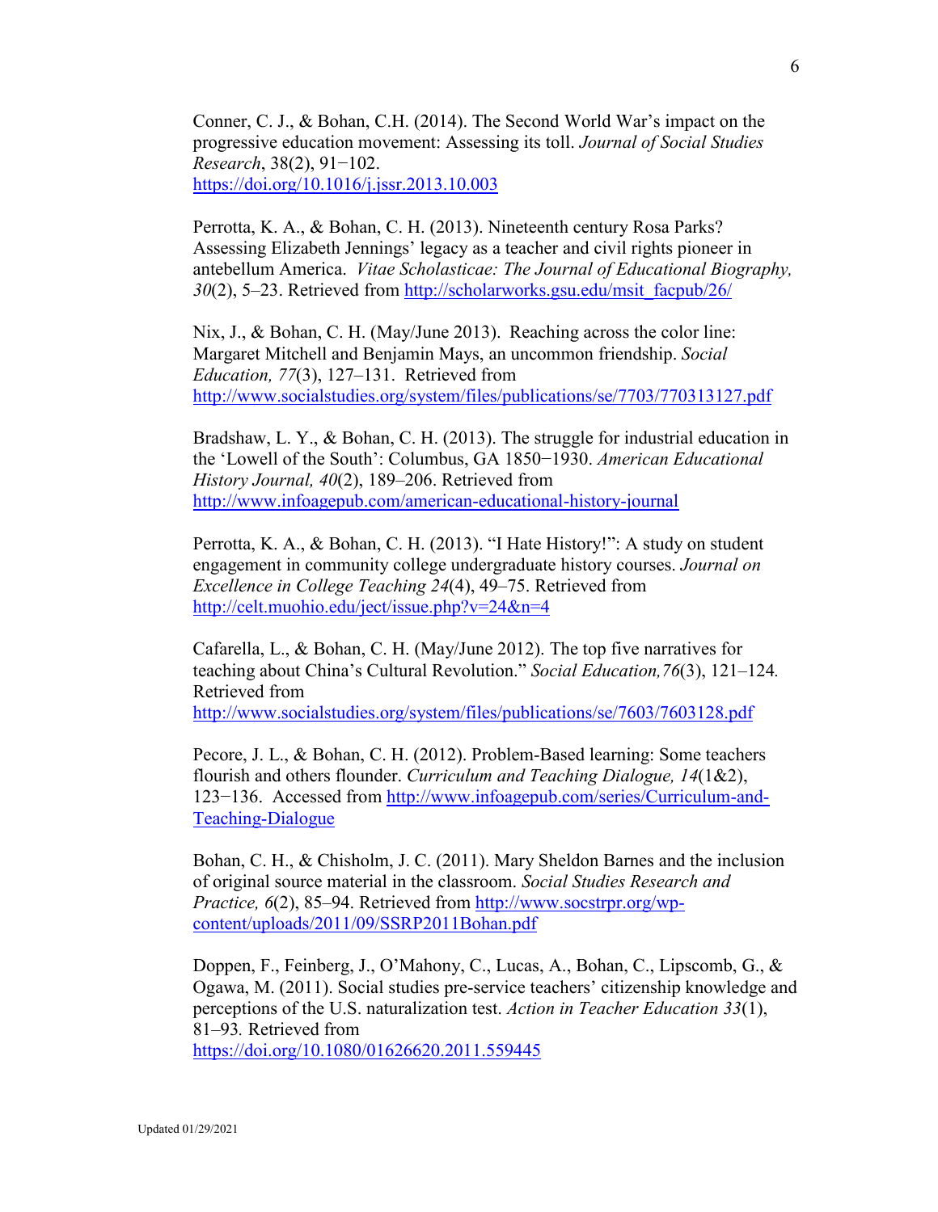Conner, C. J., & Bohan, C.H. (2014). The Second World War's impact on the progressive education movement: Assessing its toll. *Journal of Social Studies Research*, 38(2), 91−102. https://doi.org/10.1016/j.jssr.2013.10.003

Perrotta, K. A., & Bohan, C. H. (2013). Nineteenth century Rosa Parks? Assessing Elizabeth Jennings' legacy as a teacher and civil rights pioneer in antebellum America. *Vitae Scholasticae: The Journal of Educational Biography, 30*(2), 5–23. Retrieved from http://scholarworks.gsu.edu/msit_facpub/26/

Nix, J., & Bohan, C. H. (May/June 2013). Reaching across the color line: Margaret Mitchell and Benjamin Mays, an uncommon friendship. *Social Education, 77*(3), 127–131. Retrieved from http://www.socialstudies.org/system/files/publications/se/7703/770313127.pdf

Bradshaw, L. Y., & Bohan, C. H. (2013). The struggle for industrial education in the 'Lowell of the South': Columbus, GA 1850−1930. *American Educational History Journal, 40*(2), 189–206. Retrieved from http://www.infoagepub.com/american-educational-history-journal

Perrotta, K. A., & Bohan, C. H. (2013). "I Hate History!": A study on student engagement in community college undergraduate history courses. *Journal on Excellence in College Teaching 24*(4), 49–75. Retrieved from http://celt.muohio.edu/ject/issue.php?v=24&n=4

Cafarella, L., & Bohan, C. H. (May/June 2012). The top five narratives for teaching about China's Cultural Revolution." *Social Education,76*(3), 121–124. Retrieved from http://www.socialstudies.org/system/files/publications/se/7603/7603128.pdf

Pecore, J. L., & Bohan, C. H. (2012). Problem-Based learning: Some teachers flourish and others flounder. *Curriculum and Teaching Dialogue, 14*(1&2), 123−136. Accessed from http://www.infoagepub.com/series/Curriculum-and-Teaching-Dialogue

Bohan, C. H., & Chisholm, J. C. (2011). Mary Sheldon Barnes and the inclusion of original source material in the classroom. *Social Studies Research and Practice, 6*(2), 85–94. Retrieved from http://www.socstrpr.org/wp-content/uploads/2011/09/SSRP2011Bohan.pdf

Doppen, F., Feinberg, J., O'Mahony, C., Lucas, A., Bohan, C., Lipscomb, G., & Ogawa, M. (2011). Social studies pre-service teachers' citizenship knowledge and perceptions of the U.S. naturalization test. *Action in Teacher Education 33*(1), 81–93. Retrieved from https://doi.org/10.1080/01626620.2011.559445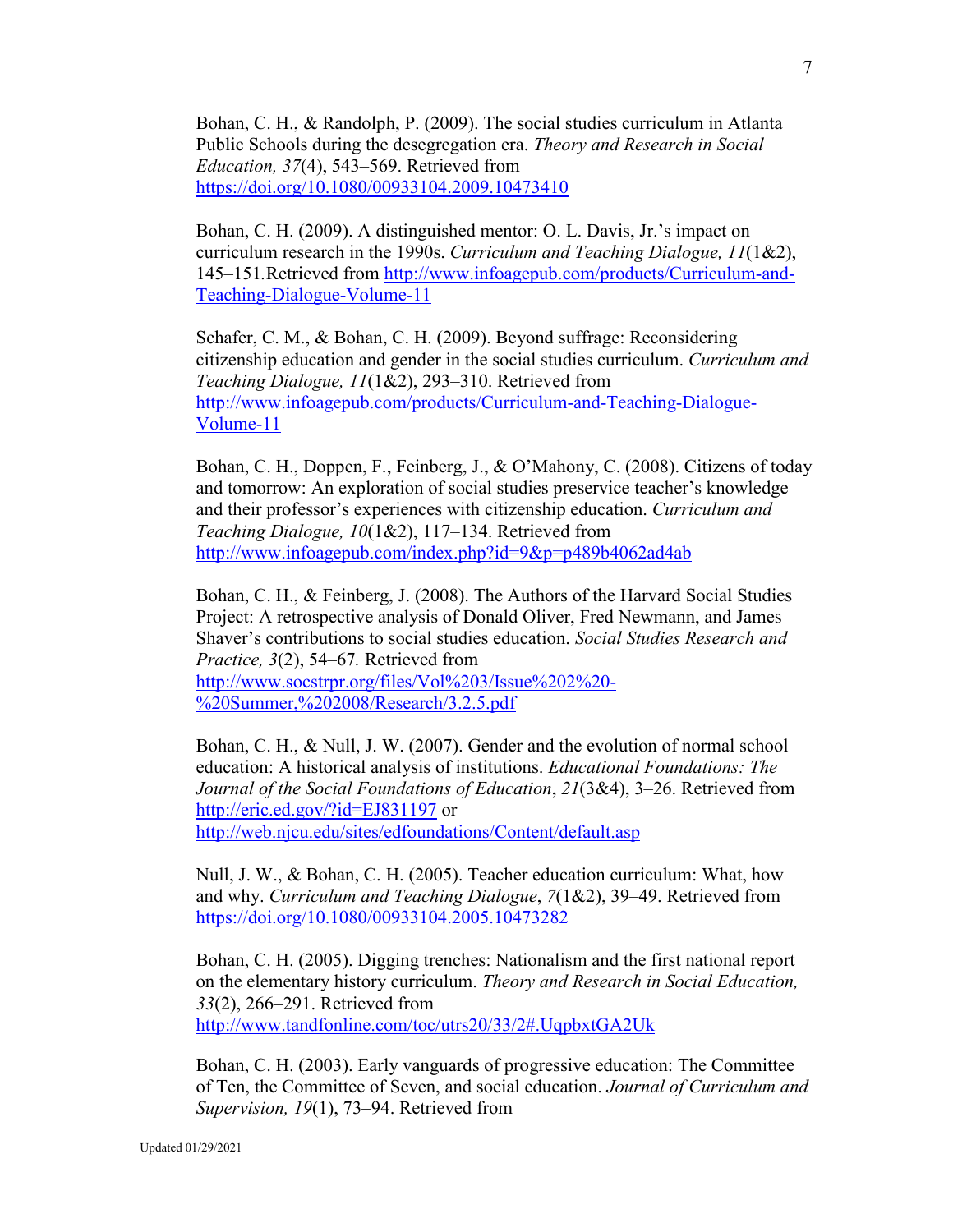Bohan, C. H., & Randolph, P. (2009). The social studies curriculum in Atlanta Public Schools during the desegregation era. *Theory and Research in Social Education, 37*(4), 543–569. Retrieved from https://doi.org/10.1080/00933104.2009.10473410

Bohan, C. H. (2009). A distinguished mentor: O. L. Davis, Jr.'s impact on curriculum research in the 1990s. *Curriculum and Teaching Dialogue, 11*(1&2), 145–151.Retrieved from http://www.infoagepub.com/products/Curriculum-and-Teaching-Dialogue-Volume-11

Schafer, C. M., & Bohan, C. H. (2009). Beyond suffrage: Reconsidering citizenship education and gender in the social studies curriculum. *Curriculum and Teaching Dialogue, 11*(1&2), 293–310. Retrieved from http://www.infoagepub.com/products/Curriculum-and-Teaching-Dialogue-Volume-11

Bohan, C. H., Doppen, F., Feinberg, J., & O'Mahony, C. (2008). Citizens of today and tomorrow: An exploration of social studies preservice teacher's knowledge and their professor's experiences with citizenship education. *Curriculum and Teaching Dialogue, 10*(1&2), 117–134. Retrieved from http://www.infoagepub.com/index.php?id=9&p=p489b4062ad4ab

Bohan, C. H., & Feinberg, J. (2008). The Authors of the Harvard Social Studies Project: A retrospective analysis of Donald Oliver, Fred Newmann, and James Shaver's contributions to social studies education. *Social Studies Research and Practice, 3*(2), 54–67*.* Retrieved from http://www.socstrpr.org/files/Vol%203/Issue%202%20-%20Summer,%202008/Research/3.2.5.pdf

Bohan, C. H., & Null, J. W. (2007). Gender and the evolution of normal school education: A historical analysis of institutions. *Educational Foundations: The Journal of the Social Foundations of Education*, *21*(3&4), 3–26. Retrieved from http://eric.ed.gov/?id=EJ831197 or http://web.njcu.edu/sites/edfoundations/Content/default.asp

Null, J. W., & Bohan, C. H. (2005). Teacher education curriculum: What, how and why. *Curriculum and Teaching Dialogue*, *7*(1&2), 39–49. Retrieved from https://doi.org/10.1080/00933104.2005.10473282

Bohan, C. H. (2005). Digging trenches: Nationalism and the first national report on the elementary history curriculum. *Theory and Research in Social Education, 33*(2), 266–291. Retrieved from http://www.tandfonline.com/toc/utrs20/33/2#.UqpbxtGA2Uk

Bohan, C. H. (2003). Early vanguards of progressive education: The Committee of Ten, the Committee of Seven, and social education. *Journal of Curriculum and Supervision, 19*(1), 73–94. Retrieved from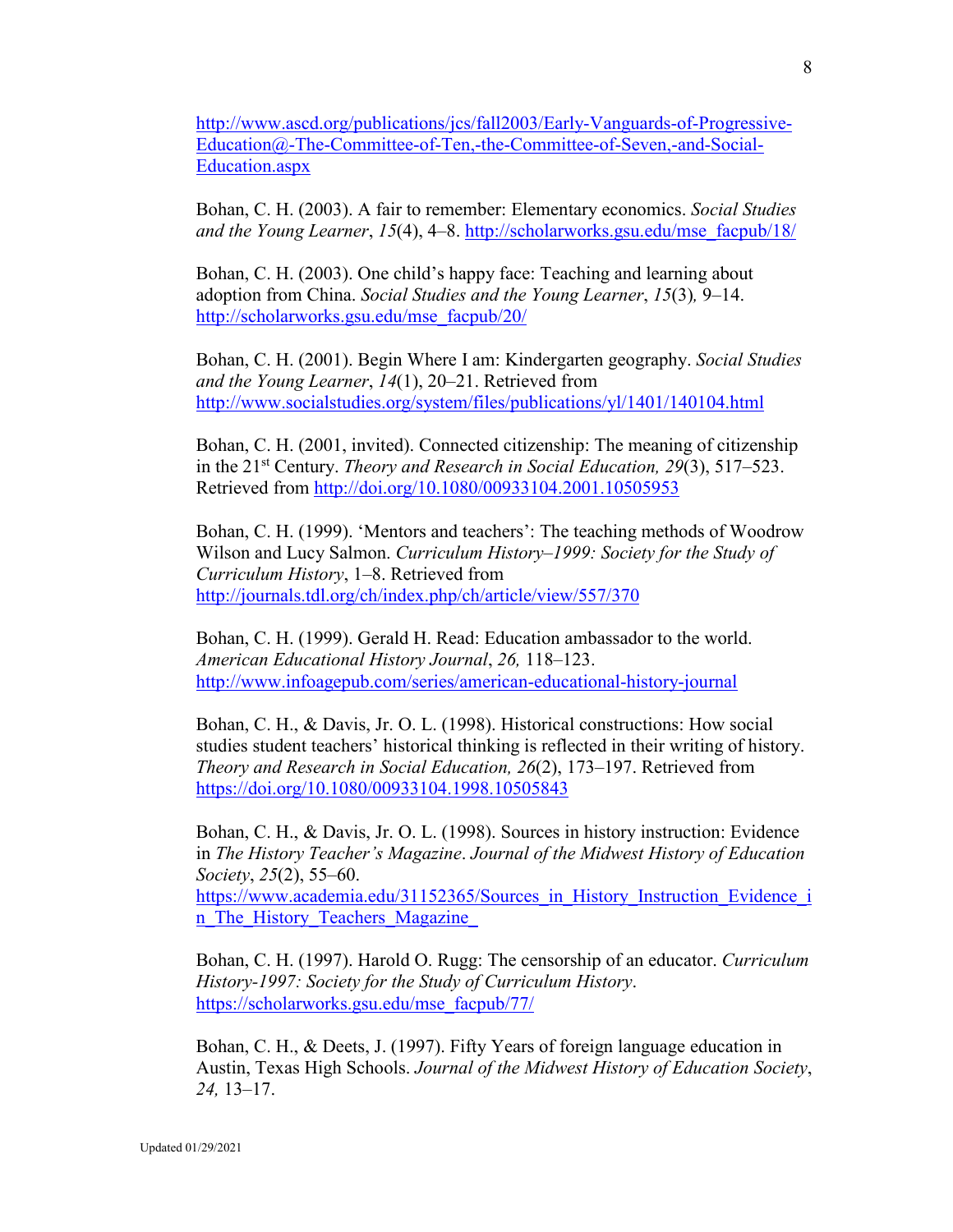http://www.ascd.org/publications/jcs/fall2003/Early-Vanguards-of-Progressive-Education@-The-Committee-of-Ten,-the-Committee-of-Seven,-and-Social-Education.aspx

Bohan, C. H. (2003). A fair to remember: Elementary economics. *Social Studies and the Young Learner*, *15*(4), 4–8. http://scholarworks.gsu.edu/mse_facpub/18/

Bohan, C. H. (2003). One child's happy face: Teaching and learning about adoption from China. *Social Studies and the Young Learner*, *15*(3)*,* 9–14. http://scholarworks.gsu.edu/mse_facpub/20/

Bohan, C. H. (2001). Begin Where I am: Kindergarten geography. *Social Studies and the Young Learner*, *14*(1), 20–21. Retrieved from http://www.socialstudies.org/system/files/publications/yl/1401/140104.html

Bohan, C. H. (2001, invited). Connected citizenship: The meaning of citizenship in the 21st Century. *Theory and Research in Social Education, 29*(3), 517–523. Retrieved from http://doi.org/10.1080/00933104.2001.10505953

Bohan, C. H. (1999). 'Mentors and teachers': The teaching methods of Woodrow Wilson and Lucy Salmon. *Curriculum History–1999: Society for the Study of Curriculum History*, 1–8. Retrieved from http://journals.tdl.org/ch/index.php/ch/article/view/557/370

Bohan, C. H. (1999). Gerald H. Read: Education ambassador to the world. *American Educational History Journal*, *26,* 118–123. http://www.infoagepub.com/series/american-educational-history-journal

Bohan, C. H., & Davis, Jr. O. L. (1998). Historical constructions: How social studies student teachers' historical thinking is reflected in their writing of history. *Theory and Research in Social Education, 26*(2), 173–197. Retrieved from https://doi.org/10.1080/00933104.1998.10505843

Bohan, C. H., & Davis, Jr. O. L. (1998). Sources in history instruction: Evidence in *The History Teacher's Magazine*. *Journal of the Midwest History of Education Society*, *25*(2), 55–60. https://www.academia.edu/31152365/Sources_in_History_Instruction_Evidence_in_The_History_Teachers_Magazine_

Bohan, C. H. (1997). Harold O. Rugg: The censorship of an educator. *Curriculum History-1997: Society for the Study of Curriculum History*. https://scholarworks.gsu.edu/mse_facpub/77/

Bohan, C. H., & Deets, J. (1997). Fifty Years of foreign language education in Austin, Texas High Schools. *Journal of the Midwest History of Education Society*, *24,* 13–17.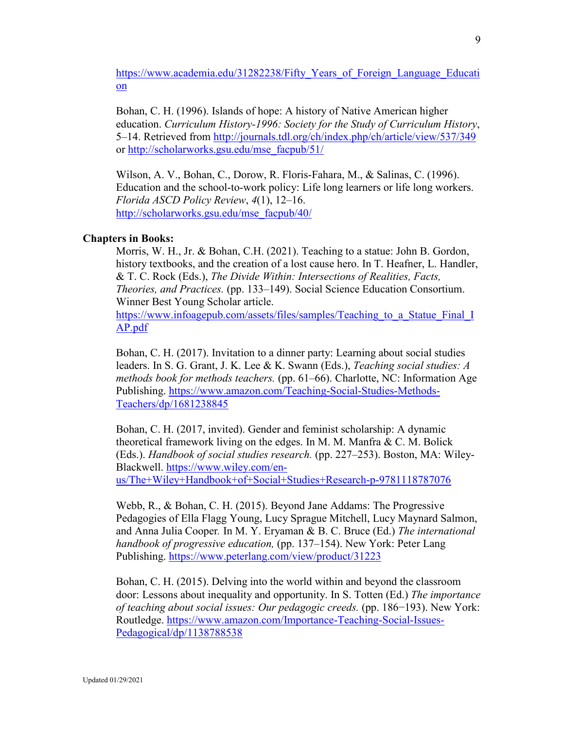https://www.academia.edu/31282238/Fifty_Years_of_Foreign_Language_Education

Bohan, C. H. (1996). Islands of hope: A history of Native American higher education. *Curriculum History-1996: Society for the Study of Curriculum History*, 5–14. Retrieved from http://journals.tdl.org/ch/index.php/ch/article/view/537/349 or http://scholarworks.gsu.edu/mse_facpub/51/

Wilson, A. V., Bohan, C., Dorow, R. Floris-Fahara, M., & Salinas, C. (1996). Education and the school-to-work policy: Life long learners or life long workers. *Florida ASCD Policy Review*, *4*(1), 12–16. http://scholarworks.gsu.edu/mse_facpub/40/

**Chapters in Books:**

Morris, W. H., Jr. & Bohan, C.H. (2021). Teaching to a statue: John B. Gordon, history textbooks, and the creation of a lost cause hero. In T. Heafner, L. Handler, & T. C. Rock (Eds.), *The Divide Within: Intersections of Realities, Facts, Theories, and Practices.* (pp. 133–149). Social Science Education Consortium. Winner Best Young Scholar article. https://www.infoagepub.com/assets/files/samples/Teaching_to_a_Statue_Final_IAP.pdf

Bohan, C. H. (2017). Invitation to a dinner party: Learning about social studies leaders. In S. G. Grant, J. K. Lee & K. Swann (Eds.), *Teaching social studies: A methods book for methods teachers.* (pp. 61–66). Charlotte, NC: Information Age Publishing. https://www.amazon.com/Teaching-Social-Studies-Methods-Teachers/dp/1681238845

Bohan, C. H. (2017, invited). Gender and feminist scholarship: A dynamic theoretical framework living on the edges. In M. M. Manfra & C. M. Bolick (Eds.). *Handbook of social studies research.* (pp. 227–253). Boston, MA: Wiley-Blackwell. https://www.wiley.com/en-us/The+Wiley+Handbook+of+Social+Studies+Research-p-9781118787076

Webb, R., & Bohan, C. H. (2015). Beyond Jane Addams: The Progressive Pedagogies of Ella Flagg Young, Lucy Sprague Mitchell, Lucy Maynard Salmon, and Anna Julia Cooper. In M. Y. Eryaman & B. C. Bruce (Ed.) *The international handbook of progressive education,* (pp. 137–154). New York: Peter Lang Publishing. https://www.peterlang.com/view/product/31223

Bohan, C. H. (2015). Delving into the world within and beyond the classroom door: Lessons about inequality and opportunity. In S. Totten (Ed.) *The importance of teaching about social issues: Our pedagogic creeds.* (pp. 186−193). New York: Routledge. https://www.amazon.com/Importance-Teaching-Social-Issues-Pedagogical/dp/1138788538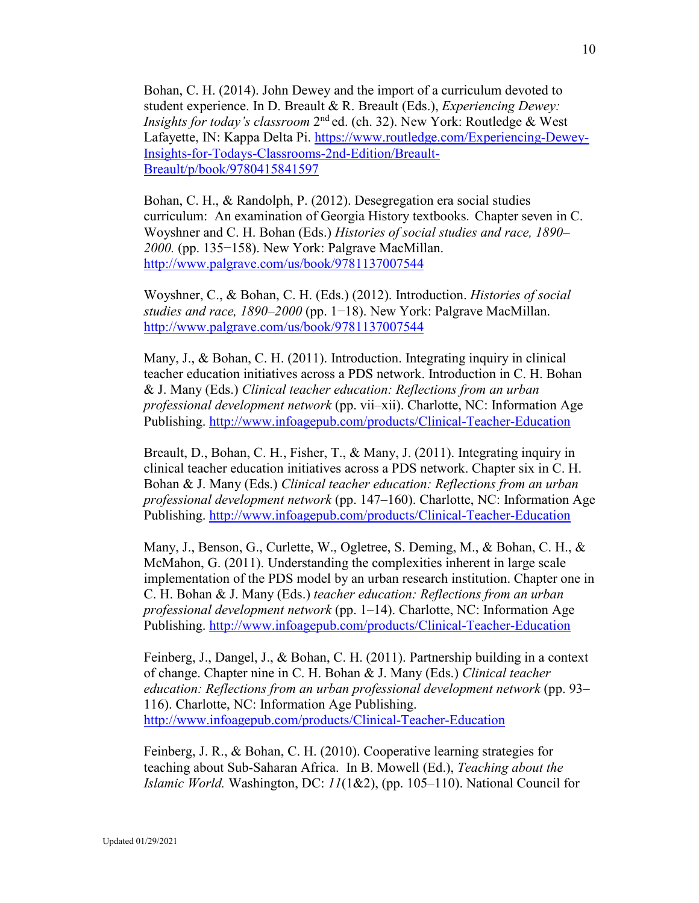Bohan, C. H. (2014). John Dewey and the import of a curriculum devoted to student experience. In D. Breault & R. Breault (Eds.), *Experiencing Dewey: Insights for today's classroom* 2nd ed. (ch. 32). New York: Routledge & West Lafayette, IN: Kappa Delta Pi. https://www.routledge.com/Experiencing-Dewey-Insights-for-Todays-Classrooms-2nd-Edition/Breault-Breault/p/book/9780415841597

Bohan, C. H., & Randolph, P. (2012). Desegregation era social studies curriculum: An examination of Georgia History textbooks. Chapter seven in C. Woyshner and C. H. Bohan (Eds.) *Histories of social studies and race, 1890–2000.* (pp. 135−158). New York: Palgrave MacMillan. http://www.palgrave.com/us/book/9781137007544

Woyshner, C., & Bohan, C. H. (Eds.) (2012). Introduction. *Histories of social studies and race, 1890–2000* (pp. 1−18). New York: Palgrave MacMillan. http://www.palgrave.com/us/book/9781137007544

Many, J., & Bohan, C. H. (2011). Introduction. Integrating inquiry in clinical teacher education initiatives across a PDS network. Introduction in C. H. Bohan & J. Many (Eds.) *Clinical teacher education: Reflections from an urban professional development network* (pp. vii–xii). Charlotte, NC: Information Age Publishing. http://www.infoagepub.com/products/Clinical-Teacher-Education

Breault, D., Bohan, C. H., Fisher, T., & Many, J. (2011). Integrating inquiry in clinical teacher education initiatives across a PDS network. Chapter six in C. H. Bohan & J. Many (Eds.) *Clinical teacher education: Reflections from an urban professional development network* (pp. 147–160). Charlotte, NC: Information Age Publishing. http://www.infoagepub.com/products/Clinical-Teacher-Education

Many, J., Benson, G., Curlette, W., Ogletree, S. Deming, M., & Bohan, C. H., & McMahon, G. (2011). Understanding the complexities inherent in large scale implementation of the PDS model by an urban research institution. Chapter one in C. H. Bohan & J. Many (Eds.) *teacher education: Reflections from an urban professional development network* (pp. 1–14). Charlotte, NC: Information Age Publishing. http://www.infoagepub.com/products/Clinical-Teacher-Education

Feinberg, J., Dangel, J., & Bohan, C. H. (2011). Partnership building in a context of change. Chapter nine in C. H. Bohan & J. Many (Eds.) *Clinical teacher education: Reflections from an urban professional development network* (pp. 93–116). Charlotte, NC: Information Age Publishing. http://www.infoagepub.com/products/Clinical-Teacher-Education

Feinberg, J. R., & Bohan, C. H. (2010). Cooperative learning strategies for teaching about Sub-Saharan Africa. In B. Mowell (Ed.), *Teaching about the Islamic World.* Washington, DC: *11*(1&2), (pp. 105–110). National Council for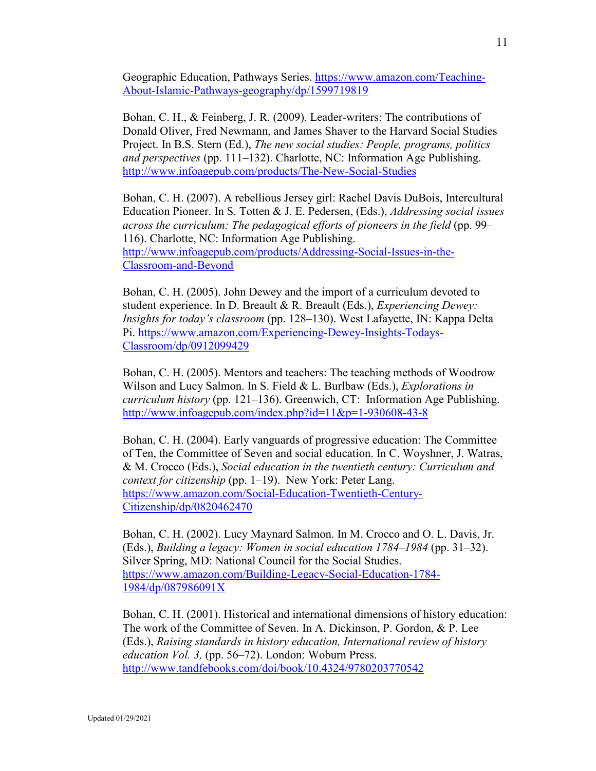Geographic Education, Pathways Series. https://www.amazon.com/Teaching-About-Islamic-Pathways-geography/dp/1599719819

Bohan, C. H., & Feinberg, J. R. (2009). Leader-writers: The contributions of Donald Oliver, Fred Newmann, and James Shaver to the Harvard Social Studies Project. In B.S. Stern (Ed.), *The new social studies: People, programs, politics and perspectives* (pp. 111–132). Charlotte, NC: Information Age Publishing. http://www.infoagepub.com/products/The-New-Social-Studies

Bohan, C. H. (2007). A rebellious Jersey girl: Rachel Davis DuBois, Intercultural Education Pioneer. In S. Totten & J. E. Pedersen, (Eds.), *Addressing social issues across the curriculum: The pedagogical efforts of pioneers in the field* (pp. 99–116). Charlotte, NC: Information Age Publishing. http://www.infoagepub.com/products/Addressing-Social-Issues-in-the-Classroom-and-Beyond

Bohan, C. H. (2005). John Dewey and the import of a curriculum devoted to student experience. In D. Breault & R. Breault (Eds.), *Experiencing Dewey: Insights for today's classroom* (pp. 128–130). West Lafayette, IN: Kappa Delta Pi. https://www.amazon.com/Experiencing-Dewey-Insights-Todays-Classroom/dp/0912099429

Bohan, C. H. (2005). Mentors and teachers: The teaching methods of Woodrow Wilson and Lucy Salmon. In S. Field & L. Burlbaw (Eds.), *Explorations in curriculum history* (pp. 121–136). Greenwich, CT: Information Age Publishing. http://www.infoagepub.com/index.php?id=11&p=1-930608-43-8

Bohan, C. H. (2004). Early vanguards of progressive education: The Committee of Ten, the Committee of Seven and social education. In C. Woyshner, J. Watras, & M. Crocco (Eds.), *Social education in the twentieth century: Curriculum and context for citizenship* (pp. 1–19). New York: Peter Lang. https://www.amazon.com/Social-Education-Twentieth-Century-Citizenship/dp/0820462470

Bohan, C. H. (2002). Lucy Maynard Salmon. In M. Crocco and O. L. Davis, Jr. (Eds.), *Building a legacy: Women in social education 1784–1984* (pp. 31–32). Silver Spring, MD: National Council for the Social Studies. https://www.amazon.com/Building-Legacy-Social-Education-1784-1984/dp/087986091X

Bohan, C. H. (2001). Historical and international dimensions of history education: The work of the Committee of Seven. In A. Dickinson, P. Gordon, & P. Lee (Eds.), *Raising standards in history education, International review of history education Vol. 3,* (pp. 56–72). London: Woburn Press. http://www.tandfebooks.com/doi/book/10.4324/9780203770542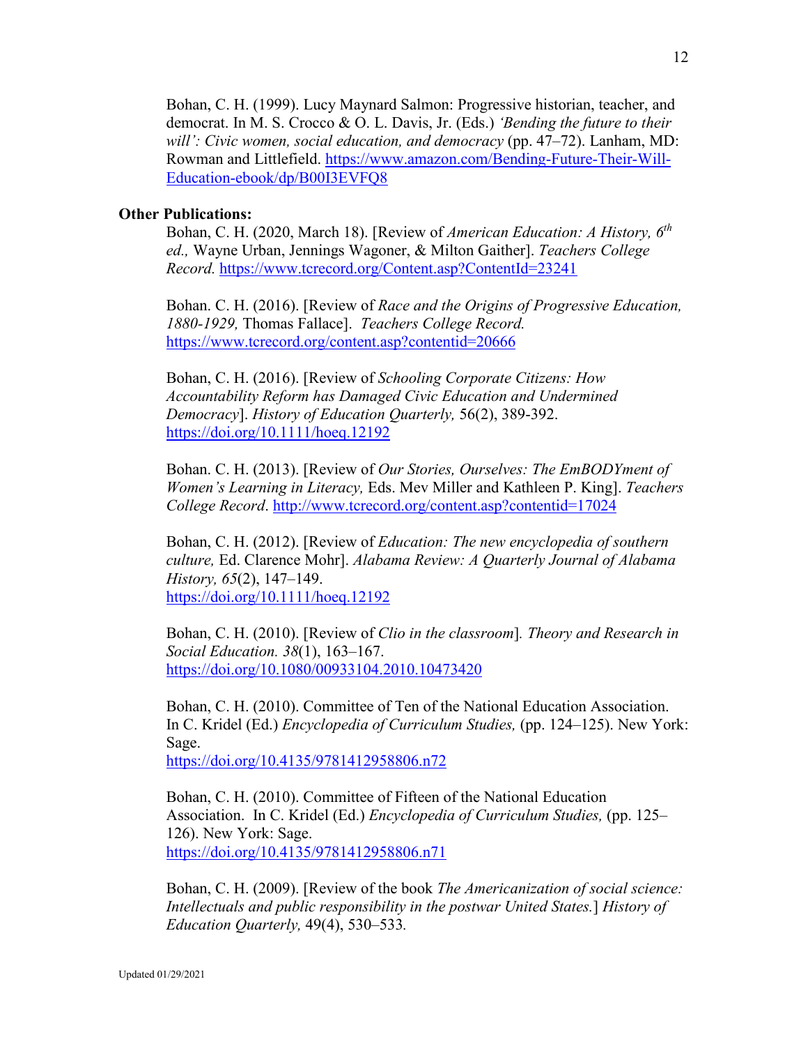Bohan, C. H. (1999). Lucy Maynard Salmon: Progressive historian, teacher, and democrat. In M. S. Crocco & O. L. Davis, Jr. (Eds.) *'Bending the future to their will': Civic women, social education, and democracy* (pp. 47–72). Lanham, MD: Rowman and Littlefield. https://www.amazon.com/Bending-Future-Their-Will-Education-ebook/dp/B00I3EVFQ8

**Other Publications:**

Bohan, C. H. (2020, March 18). [Review of *American Education: A History, 6th ed.,* Wayne Urban, Jennings Wagoner, & Milton Gaither]. *Teachers College Record.* https://www.tcrecord.org/Content.asp?ContentId=23241

Bohan. C. H. (2016). [Review of *Race and the Origins of Progressive Education, 1880-1929,* Thomas Fallace]. *Teachers College Record.* https://www.tcrecord.org/content.asp?contentid=20666

Bohan. C. H. (2016). [Review of *Schooling Corporate Citizens: How Accountability Reform has Damaged Civic Education and Undermined Democracy*]. *History of Education Quarterly,* 56(2), 389-392. https://doi.org/10.1111/hoeq.12192

Bohan. C. H. (2013). [Review of *Our Stories, Ourselves: The EmBODYment of Women's Learning in Literacy,* Eds. Mev Miller and Kathleen P. King]. *Teachers College Record*. http://www.tcrecord.org/content.asp?contentid=17024

Bohan, C. H. (2012). [Review of *Education: The new encyclopedia of southern culture,* Ed. Clarence Mohr]. *Alabama Review: A Quarterly Journal of Alabama History, 65*(2), 147–149. https://doi.org/10.1111/hoeq.12192

Bohan, C. H. (2010). [Review of *Clio in the classroom*]. *Theory and Research in Social Education. 38*(1), 163–167. https://doi.org/10.1080/00933104.2010.10473420

Bohan, C. H. (2010). Committee of Ten of the National Education Association. In C. Kridel (Ed.) *Encyclopedia of Curriculum Studies,* (pp. 124–125). New York: Sage. https://doi.org/10.4135/9781412958806.n72

Bohan, C. H. (2010). Committee of Fifteen of the National Education Association. In C. Kridel (Ed.) *Encyclopedia of Curriculum Studies,* (pp. 125–126). New York: Sage. https://doi.org/10.4135/9781412958806.n71

Bohan, C. H. (2009). [Review of the book *The Americanization of social science: Intellectuals and public responsibility in the postwar United States.*] *History of Education Quarterly,* 49(4), 530–533.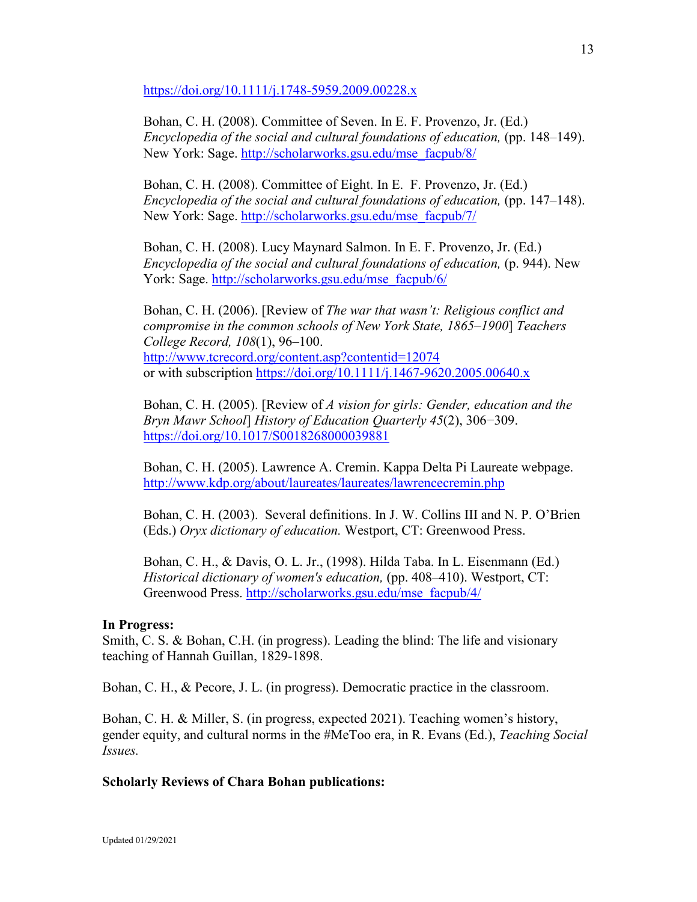https://doi.org/10.1111/j.1748-5959.2009.00228.x

Bohan, C. H. (2008). Committee of Seven. In E. F. Provenzo, Jr. (Ed.) *Encyclopedia of the social and cultural foundations of education,* (pp. 148–149). New York: Sage. http://scholarworks.gsu.edu/mse_facpub/8/

Bohan, C. H. (2008). Committee of Eight. In E. F. Provenzo, Jr. (Ed.) *Encyclopedia of the social and cultural foundations of education,* (pp. 147–148). New York: Sage. http://scholarworks.gsu.edu/mse_facpub/7/

Bohan, C. H. (2008). Lucy Maynard Salmon. In E. F. Provenzo, Jr. (Ed.) *Encyclopedia of the social and cultural foundations of education,* (p. 944). New York: Sage. http://scholarworks.gsu.edu/mse_facpub/6/

Bohan, C. H. (2006). [Review of *The war that wasn't: Religious conflict and compromise in the common schools of New York State, 1865–1900*] *Teachers College Record, 108*(1), 96–100.
http://www.tcrecord.org/content.asp?contentid=12074
or with subscription https://doi.org/10.1111/j.1467-9620.2005.00640.x

Bohan, C. H. (2005). [Review of *A vision for girls: Gender, education and the Bryn Mawr School*] *History of Education Quarterly 45*(2), 306−309.
https://doi.org/10.1017/S0018268000039881

Bohan, C. H. (2005). Lawrence A. Cremin. Kappa Delta Pi Laureate webpage.
http://www.kdp.org/about/laureates/laureates/lawrencecremin.php

Bohan, C. H. (2003). Several definitions. In J. W. Collins III and N. P. O'Brien (Eds.) *Oryx dictionary of education.* Westport, CT: Greenwood Press.

Bohan, C. H., & Davis, O. L. Jr., (1998). Hilda Taba. In L. Eisenmann (Ed.) *Historical dictionary of women's education,* (pp. 408–410). Westport, CT: Greenwood Press. http://scholarworks.gsu.edu/mse_facpub/4/

**In Progress:**

Smith, C. S. & Bohan, C.H. (in progress). Leading the blind: The life and visionary teaching of Hannah Guillan, 1829-1898.

Bohan, C. H., & Pecore, J. L. (in progress). Democratic practice in the classroom.

Bohan, C. H. & Miller, S. (in progress, expected 2021). Teaching women's history, gender equity, and cultural norms in the #MeToo era, in R. Evans (Ed.), *Teaching Social Issues.*

**Scholarly Reviews of Chara Bohan publications:**

Updated 01/29/2021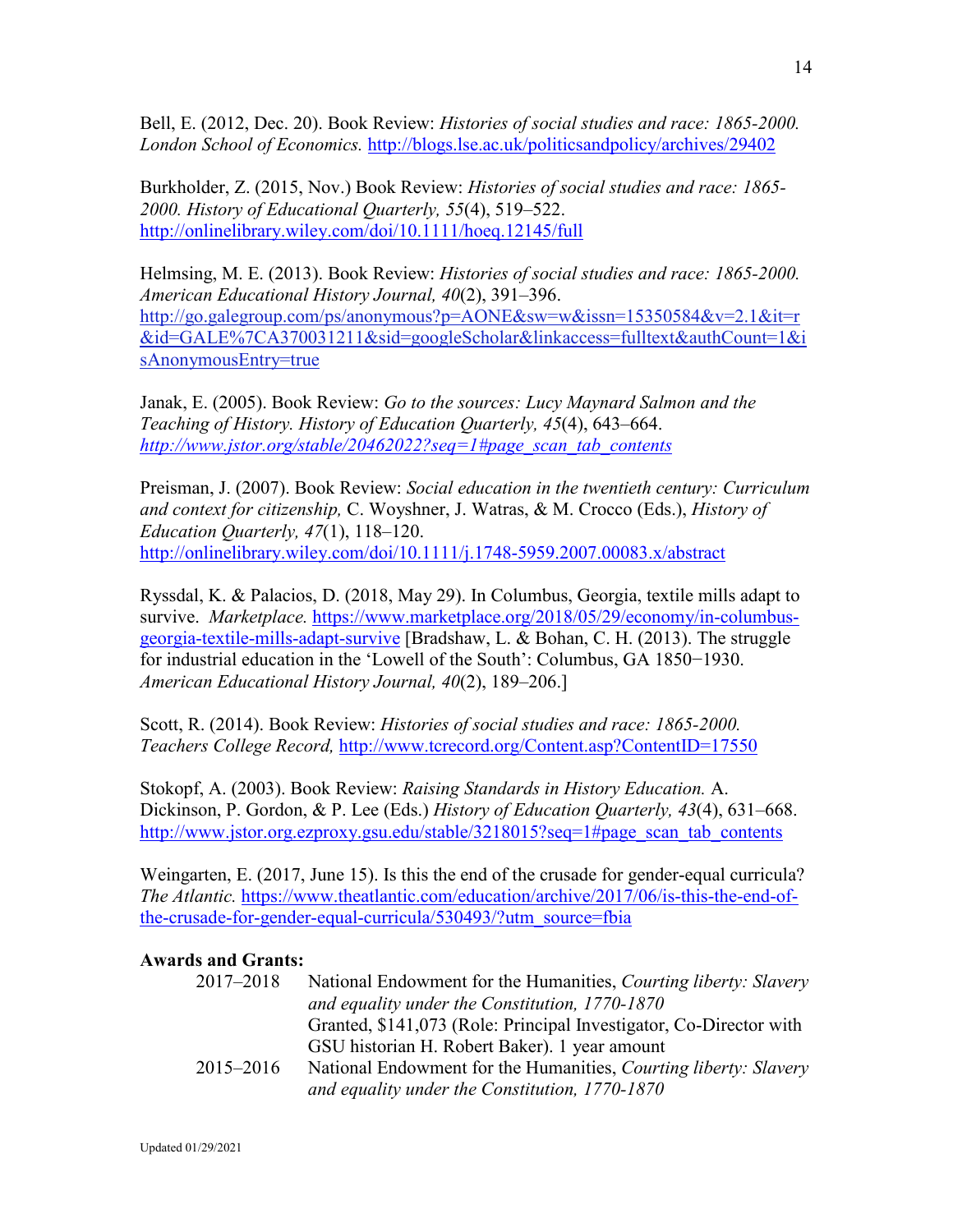Bell, E. (2012, Dec. 20). Book Review: *Histories of social studies and race: 1865-2000. London School of Economics.* [http://blogs.lse.ac.uk/politicsandpolicy/archives/29402](http://blogs.lse.ac.uk/politicsandpolicy/archives/29402)

Burkholder, Z. (2015, Nov.) Book Review: *Histories of social studies and race: 1865-2000. History of Educational Quarterly, 55*(4), 519–522. [http://onlinelibrary.wiley.com/doi/10.1111/hoeq.12145/full](http://onlinelibrary.wiley.com/doi/10.1111/hoeq.12145/full)

Helmsing, M. E. (2013). Book Review: *Histories of social studies and race: 1865-2000. American Educational History Journal, 40*(2), 391–396. [http://go.galegroup.com/ps/anonymous?p=AONE&sw=w&issn=15350584&v=2.1&it=r&id=GALE%7CA370031211&sid=googleScholar&linkaccess=fulltext&authCount=1&isAnonymousEntry=true](http://go.galegroup.com/ps/anonymous?p=AONE&sw=w&issn=15350584&v=2.1&it=r&id=GALE%7CA370031211&sid=googleScholar&linkaccess=fulltext&authCount=1&isAnonymousEntry=true)

Janak, E. (2005). Book Review: *Go to the sources: Lucy Maynard Salmon and the Teaching of History. History of Education Quarterly, 45*(4), 643–664. *[http://www.jstor.org/stable/20462022?seq=1#page_scan_tab_contents](http://www.jstor.org/stable/20462022?seq=1#page_scan_tab_contents)*

Preisman, J. (2007). Book Review: *Social education in the twentieth century: Curriculum and context for citizenship,* C. Woyshner, J. Watras, & M. Crocco (Eds.), *History of Education Quarterly, 47*(1), 118–120. [http://onlinelibrary.wiley.com/doi/10.1111/j.1748-5959.2007.00083.x/abstract](http://onlinelibrary.wiley.com/doi/10.1111/j.1748-5959.2007.00083.x/abstract)

Ryssdal, K. & Palacios, D. (2018, May 29). In Columbus, Georgia, textile mills adapt to survive. *Marketplace.* [https://www.marketplace.org/2018/05/29/economy/in-columbus-georgia-textile-mills-adapt-survive](https://www.marketplace.org/2018/05/29/economy/in-columbus-georgia-textile-mills-adapt-survive) [Bradshaw, L. & Bohan, C. H. (2013). The struggle for industrial education in the 'Lowell of the South': Columbus, GA 1850−1930. *American Educational History Journal, 40*(2), 189–206.]

Scott, R. (2014). Book Review: *Histories of social studies and race: 1865-2000. Teachers College Record,* [http://www.tcrecord.org/Content.asp?ContentID=17550](http://www.tcrecord.org/Content.asp?ContentID=17550)

Stokopf, A. (2003). Book Review: *Raising Standards in History Education.* A. Dickinson, P. Gordon, & P. Lee (Eds.) *History of Education Quarterly, 43*(4), 631–668. [http://www.jstor.org.ezproxy.gsu.edu/stable/3218015?seq=1#page_scan_tab_contents](http://www.jstor.org.ezproxy.gsu.edu/stable/3218015?seq=1#page_scan_tab_contents)

Weingarten, E. (2017, June 15). Is this the end of the crusade for gender-equal curricula? *The Atlantic.* [https://www.theatlantic.com/education/archive/2017/06/is-this-the-end-of-the-crusade-for-gender-equal-curricula/530493/?utm_source=fbia](https://www.theatlantic.com/education/archive/2017/06/is-this-the-end-of-the-crusade-for-gender-equal-curricula/530493/?utm_source=fbia)

**Awards and Grants:**

2017–2018 National Endowment for the Humanities, *Courting liberty: Slavery and equality under the Constitution, 1770-1870*
Granted, $141,073 (Role: Principal Investigator, Co-Director with GSU historian H. Robert Baker). 1 year amount

2015–2016 National Endowment for the Humanities, *Courting liberty: Slavery and equality under the Constitution, 1770-1870*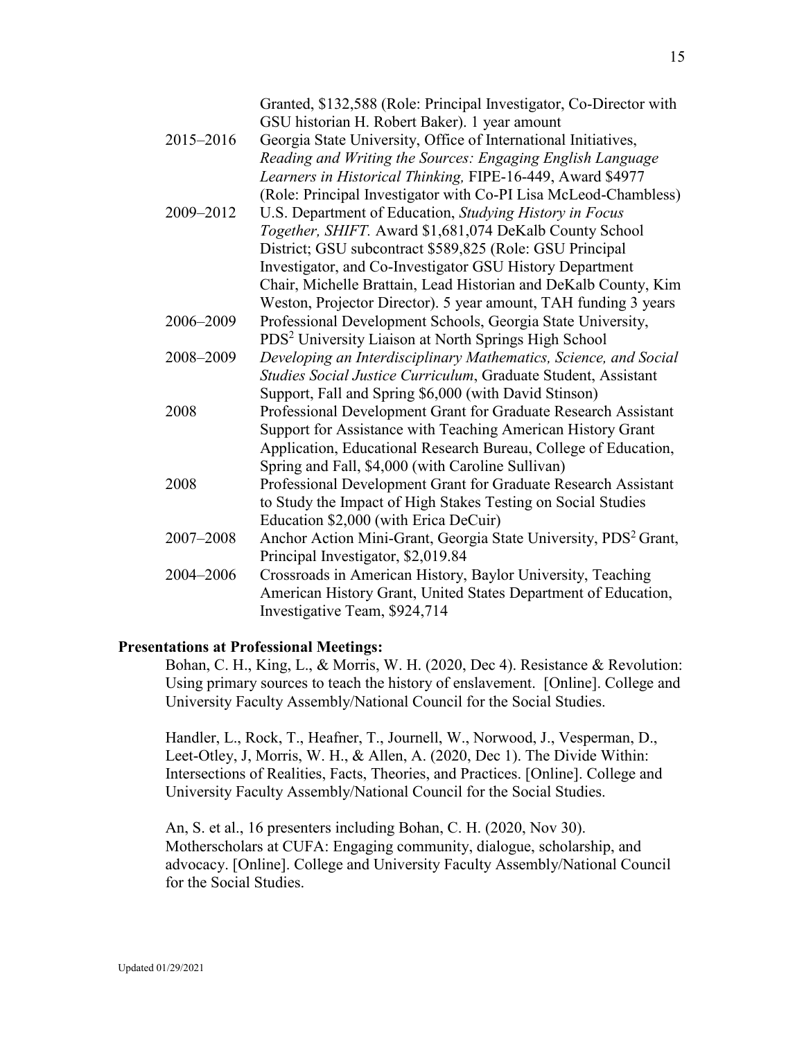| | |
|---|---|
| | Granted, $132,588 (Role: Principal Investigator, Co-Director with GSU historian H. Robert Baker). 1 year amount |
| 2015–2016 | Georgia State University, Office of International Initiatives, *Reading and Writing the Sources: Engaging English Language Learners in Historical Thinking,* FIPE-16-449, Award $4977 (Role: Principal Investigator with Co-PI Lisa McLeod-Chambless) |
| 2009–2012 | U.S. Department of Education, *Studying History in Focus Together, SHIFT.* Award $1,681,074 DeKalb County School District; GSU subcontract $589,825 (Role: GSU Principal Investigator, and Co-Investigator GSU History Department Chair, Michelle Brattain, Lead Historian and DeKalb County, Kim Weston, Projector Director). 5 year amount, TAH funding 3 years |
| 2006–2009 | Professional Development Schools, Georgia State University, PDS[2] University Liaison at North Springs High School |
| 2008–2009 | *Developing an Interdisciplinary Mathematics, Science, and Social Studies Social Justice Curriculum*, Graduate Student, Assistant Support, Fall and Spring $6,000 (with David Stinson) |
| 2008 | Professional Development Grant for Graduate Research Assistant Support for Assistance with Teaching American History Grant Application, Educational Research Bureau, College of Education, Spring and Fall, $4,000 (with Caroline Sullivan) |
| 2008 | Professional Development Grant for Graduate Research Assistant to Study the Impact of High Stakes Testing on Social Studies Education $2,000 (with Erica DeCuir) |
| 2007–2008 | Anchor Action Mini-Grant, Georgia State University, PDS[2] Grant, Principal Investigator, $2,019.84 |
| 2004–2006 | Crossroads in American History, Baylor University, Teaching American History Grant, United States Department of Education, Investigative Team, $924,714 |

**Presentations at Professional Meetings:**

Bohan, C. H., King, L., & Morris, W. H. (2020, Dec 4). Resistance & Revolution: Using primary sources to teach the history of enslavement. [Online]. College and University Faculty Assembly/National Council for the Social Studies.

Handler, L., Rock, T., Heafner, T., Journell, W., Norwood, J., Vesperman, D., Leet-Otley, J, Morris, W. H., & Allen, A. (2020, Dec 1). The Divide Within: Intersections of Realities, Facts, Theories, and Practices. [Online]. College and University Faculty Assembly/National Council for the Social Studies.

An, S. et al., 16 presenters including Bohan, C. H. (2020, Nov 30). Motherscholars at CUFA: Engaging community, dialogue, scholarship, and advocacy. [Online]. College and University Faculty Assembly/National Council for the Social Studies.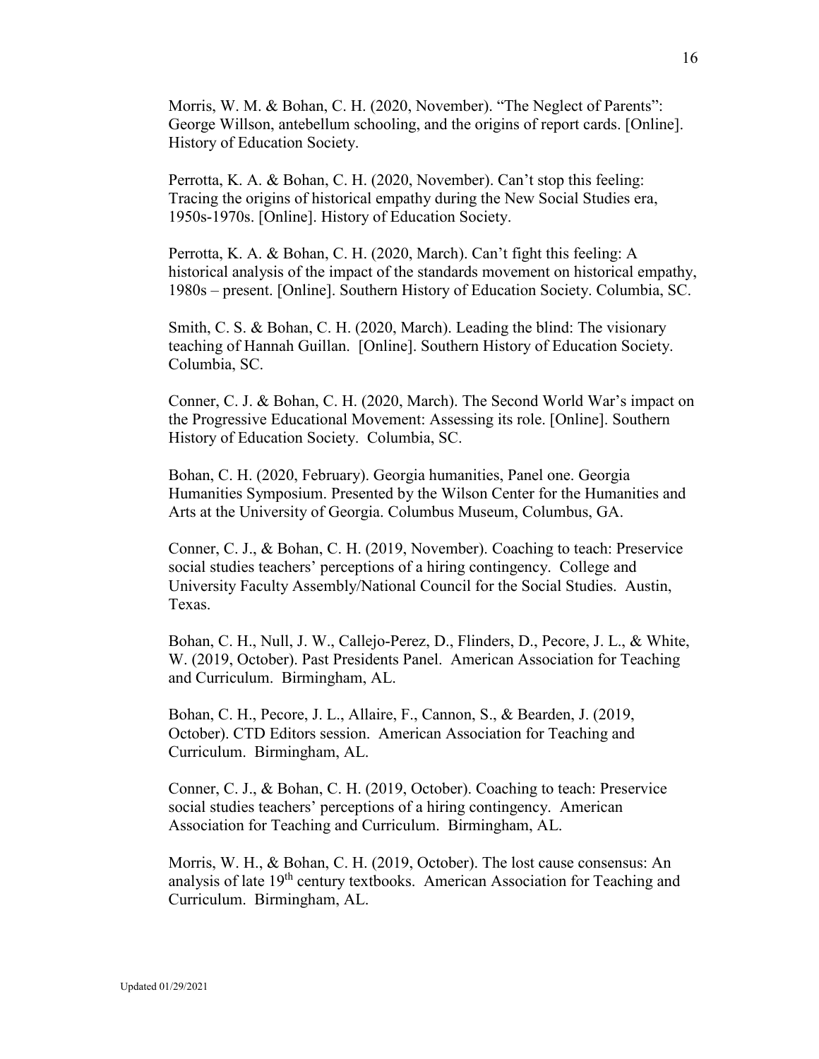Morris, W. M. & Bohan, C. H. (2020, November). "The Neglect of Parents": George Willson, antebellum schooling, and the origins of report cards. [Online]. History of Education Society.

Perrotta, K. A. & Bohan, C. H. (2020, November). Can't stop this feeling: Tracing the origins of historical empathy during the New Social Studies era, 1950s-1970s. [Online]. History of Education Society.

Perrotta, K. A. & Bohan, C. H. (2020, March). Can't fight this feeling: A historical analysis of the impact of the standards movement on historical empathy, 1980s – present. [Online]. Southern History of Education Society. Columbia, SC.

Smith, C. S. & Bohan, C. H. (2020, March). Leading the blind: The visionary teaching of Hannah Guillan. [Online]. Southern History of Education Society. Columbia, SC.

Conner, C. J. & Bohan, C. H. (2020, March). The Second World War's impact on the Progressive Educational Movement: Assessing its role. [Online]. Southern History of Education Society. Columbia, SC.

Bohan, C. H. (2020, February). Georgia humanities, Panel one. Georgia Humanities Symposium. Presented by the Wilson Center for the Humanities and Arts at the University of Georgia. Columbus Museum, Columbus, GA.

Conner, C. J., & Bohan, C. H. (2019, November). Coaching to teach: Preservice social studies teachers' perceptions of a hiring contingency. College and University Faculty Assembly/National Council for the Social Studies. Austin, Texas.

Bohan, C. H., Null, J. W., Callejo-Perez, D., Flinders, D., Pecore, J. L., & White, W. (2019, October). Past Presidents Panel. American Association for Teaching and Curriculum. Birmingham, AL.

Bohan, C. H., Pecore, J. L., Allaire, F., Cannon, S., & Bearden, J. (2019, October). CTD Editors session. American Association for Teaching and Curriculum. Birmingham, AL.

Conner, C. J., & Bohan, C. H. (2019, October). Coaching to teach: Preservice social studies teachers' perceptions of a hiring contingency. American Association for Teaching and Curriculum. Birmingham, AL.

Morris, W. H., & Bohan, C. H. (2019, October). The lost cause consensus: An analysis of late 19th century textbooks. American Association for Teaching and Curriculum. Birmingham, AL.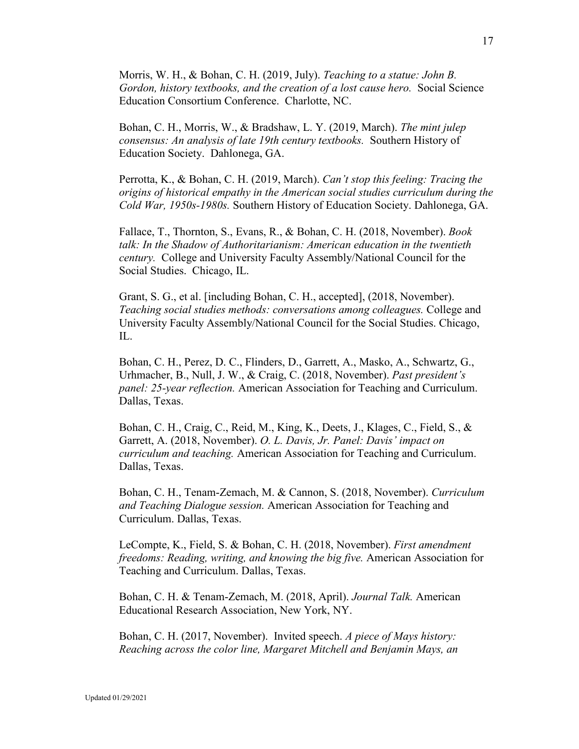Morris, W. H., & Bohan, C. H. (2019, July). *Teaching to a statue: John B. Gordon, history textbooks, and the creation of a lost cause hero.* Social Science Education Consortium Conference. Charlotte, NC.

Bohan, C. H., Morris, W., & Bradshaw, L. Y. (2019, March). *The mint julep consensus: An analysis of late 19th century textbooks.* Southern History of Education Society. Dahlonega, GA.

Perrotta, K., & Bohan, C. H. (2019, March). *Can't stop this feeling: Tracing the origins of historical empathy in the American social studies curriculum during the Cold War, 1950s-1980s.* Southern History of Education Society. Dahlonega, GA.

Fallace, T., Thornton, S., Evans, R., & Bohan, C. H. (2018, November). *Book talk: In the Shadow of Authoritarianism: American education in the twentieth century.* College and University Faculty Assembly/National Council for the Social Studies. Chicago, IL.

Grant, S. G., et al. [including Bohan, C. H., accepted], (2018, November). *Teaching social studies methods: conversations among colleagues.* College and University Faculty Assembly/National Council for the Social Studies. Chicago, IL.

Bohan, C. H., Perez, D. C., Flinders, D., Garrett, A., Masko, A., Schwartz, G., Urhmacher, B., Null, J. W., & Craig, C. (2018, November). *Past president's panel: 25-year reflection.* American Association for Teaching and Curriculum. Dallas, Texas.

Bohan, C. H., Craig, C., Reid, M., King, K., Deets, J., Klages, C., Field, S., & Garrett, A. (2018, November). *O. L. Davis, Jr. Panel: Davis' impact on curriculum and teaching.* American Association for Teaching and Curriculum. Dallas, Texas.

Bohan, C. H., Tenam-Zemach, M. & Cannon, S. (2018, November). *Curriculum and Teaching Dialogue session.* American Association for Teaching and Curriculum. Dallas, Texas.

LeCompte, K., Field, S. & Bohan, C. H. (2018, November). *First amendment freedoms: Reading, writing, and knowing the big five.* American Association for Teaching and Curriculum. Dallas, Texas.

Bohan, C. H. & Tenam-Zemach, M. (2018, April). *Journal Talk.* American Educational Research Association, New York, NY.

Bohan, C. H. (2017, November). Invited speech. *A piece of Mays history: Reaching across the color line, Margaret Mitchell and Benjamin Mays, an*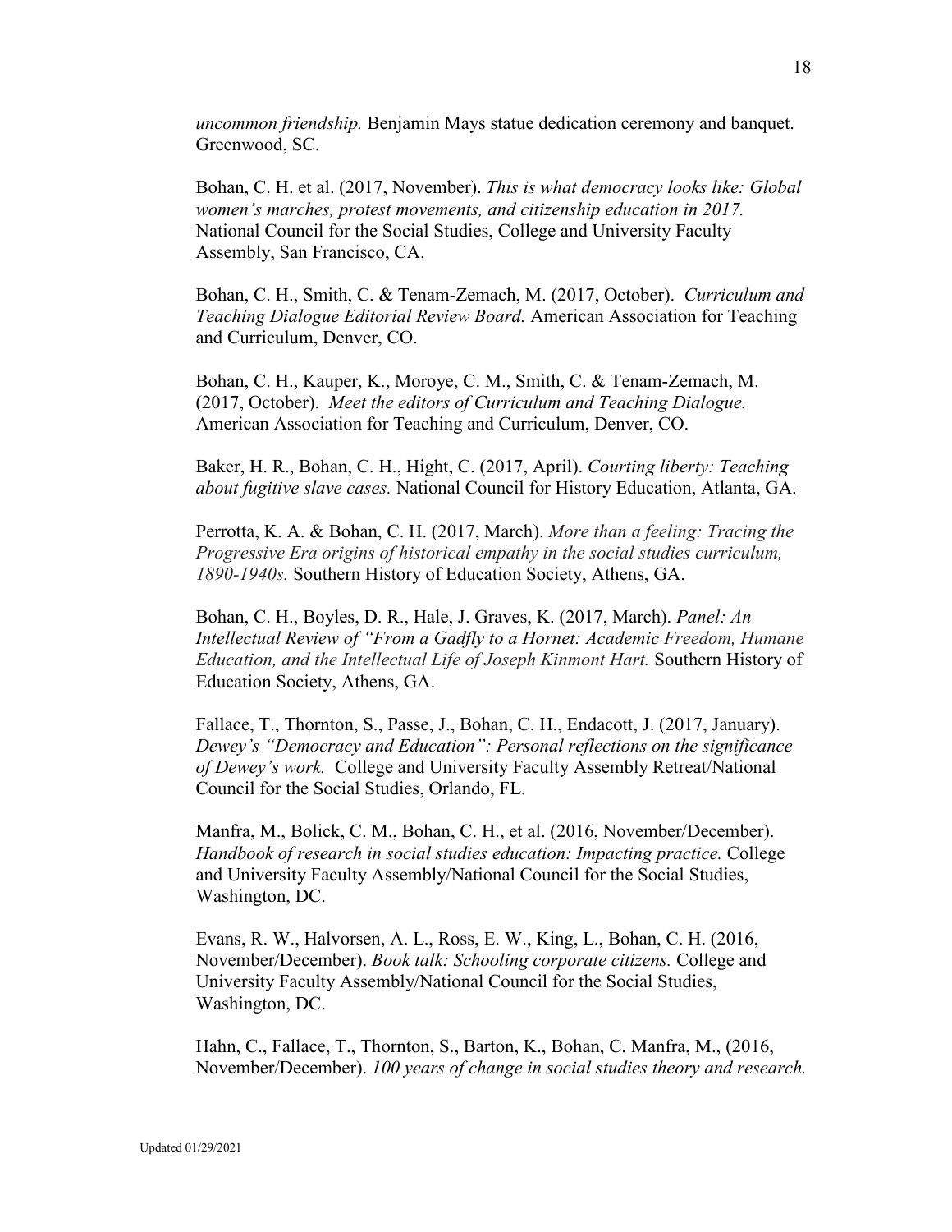*uncommon friendship.* Benjamin Mays statue dedication ceremony and banquet. Greenwood, SC.

Bohan, C. H. et al. (2017, November). *This is what democracy looks like: Global women's marches, protest movements, and citizenship education in 2017.* National Council for the Social Studies, College and University Faculty Assembly, San Francisco, CA.

Bohan, C. H., Smith, C. & Tenam-Zemach, M. (2017, October). *Curriculum and Teaching Dialogue Editorial Review Board.* American Association for Teaching and Curriculum, Denver, CO.

Bohan, C. H., Kauper, K., Moroye, C. M., Smith, C. & Tenam-Zemach, M. (2017, October). *Meet the editors of Curriculum and Teaching Dialogue.* American Association for Teaching and Curriculum, Denver, CO.

Baker, H. R., Bohan, C. H., Hight, C. (2017, April). *Courting liberty: Teaching about fugitive slave cases.* National Council for History Education, Atlanta, GA.

Perrotta, K. A. & Bohan, C. H. (2017, March). *More than a feeling: Tracing the Progressive Era origins of historical empathy in the social studies curriculum, 1890-1940s.* Southern History of Education Society, Athens, GA.

Bohan, C. H., Boyles, D. R., Hale, J. Graves, K. (2017, March). *Panel: An Intellectual Review of "From a Gadfly to a Hornet: Academic Freedom, Humane Education, and the Intellectual Life of Joseph Kinmont Hart.* Southern History of Education Society, Athens, GA.

Fallace, T., Thornton, S., Passe, J., Bohan, C. H., Endacott, J. (2017, January). *Dewey's "Democracy and Education": Personal reflections on the significance of Dewey's work.* College and University Faculty Assembly Retreat/National Council for the Social Studies, Orlando, FL.

Manfra, M., Bolick, C. M., Bohan, C. H., et al. (2016, November/December). *Handbook of research in social studies education: Impacting practice.* College and University Faculty Assembly/National Council for the Social Studies, Washington, DC.

Evans, R. W., Halvorsen, A. L., Ross, E. W., King, L., Bohan, C. H. (2016, November/December). *Book talk: Schooling corporate citizens.* College and University Faculty Assembly/National Council for the Social Studies, Washington, DC.

Hahn, C., Fallace, T., Thornton, S., Barton, K., Bohan, C. Manfra, M., (2016, November/December). *100 years of change in social studies theory and research.*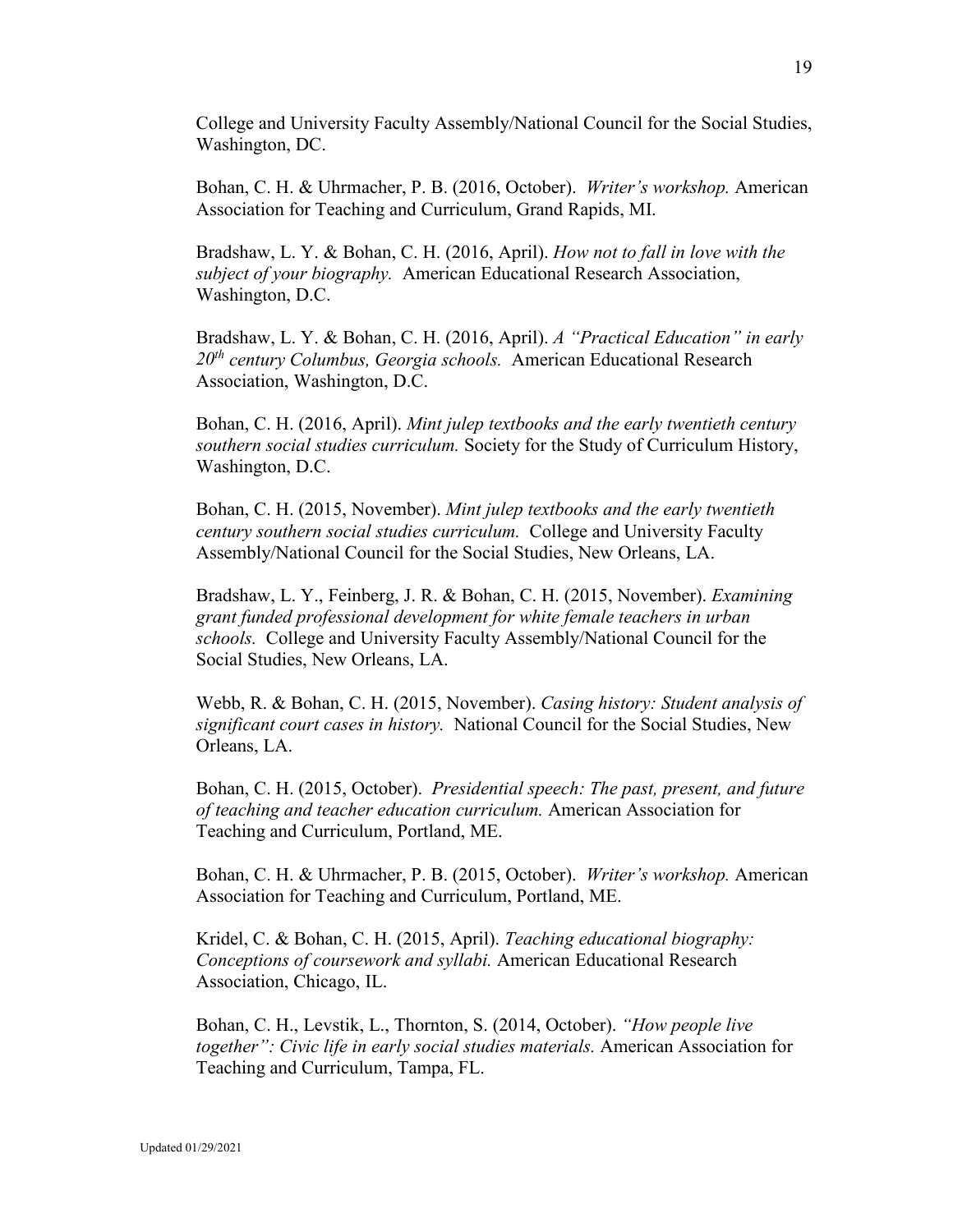College and University Faculty Assembly/National Council for the Social Studies, Washington, DC.

Bohan, C. H. & Uhrmacher, P. B. (2016, October). *Writer's workshop.* American Association for Teaching and Curriculum, Grand Rapids, MI.

Bradshaw, L. Y. & Bohan, C. H. (2016, April). *How not to fall in love with the subject of your biography.* American Educational Research Association, Washington, D.C.

Bradshaw, L. Y. & Bohan, C. H. (2016, April). *A "Practical Education" in early 20th century Columbus, Georgia schools.* American Educational Research Association, Washington, D.C.

Bohan, C. H. (2016, April). *Mint julep textbooks and the early twentieth century southern social studies curriculum.* Society for the Study of Curriculum History, Washington, D.C.

Bohan, C. H. (2015, November). *Mint julep textbooks and the early twentieth century southern social studies curriculum.* College and University Faculty Assembly/National Council for the Social Studies, New Orleans, LA.

Bradshaw, L. Y., Feinberg, J. R. & Bohan, C. H. (2015, November). *Examining grant funded professional development for white female teachers in urban schools.* College and University Faculty Assembly/National Council for the Social Studies, New Orleans, LA.

Webb, R. & Bohan, C. H. (2015, November). *Casing history: Student analysis of significant court cases in history.* National Council for the Social Studies, New Orleans, LA.

Bohan, C. H. (2015, October). *Presidential speech: The past, present, and future of teaching and teacher education curriculum.* American Association for Teaching and Curriculum, Portland, ME.

Bohan, C. H. & Uhrmacher, P. B. (2015, October). *Writer's workshop.* American Association for Teaching and Curriculum, Portland, ME.

Kridel, C. & Bohan, C. H. (2015, April). *Teaching educational biography: Conceptions of coursework and syllabi.* American Educational Research Association, Chicago, IL.

Bohan, C. H., Levstik, L., Thornton, S. (2014, October). *"How people live together": Civic life in early social studies materials.* American Association for Teaching and Curriculum, Tampa, FL.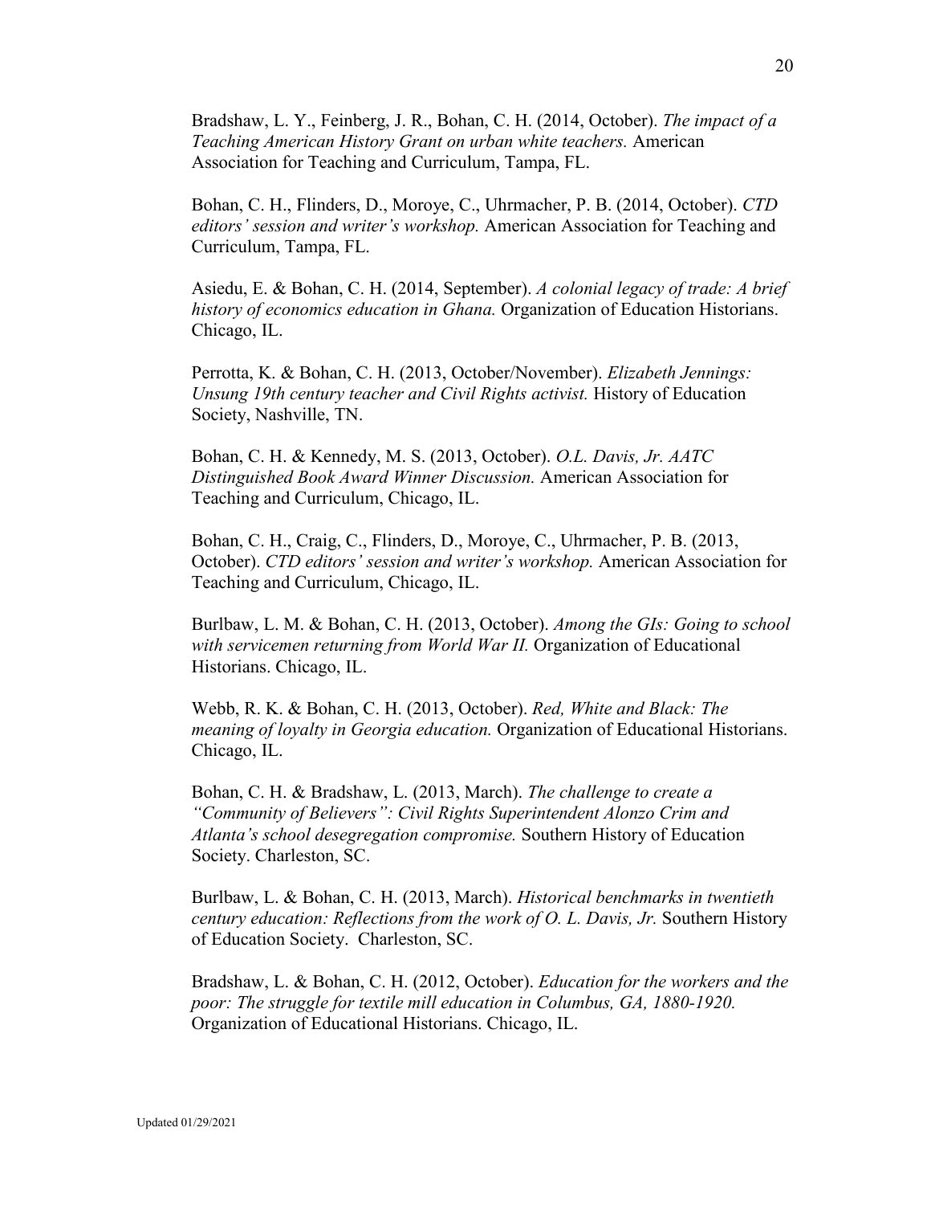Bradshaw, L. Y., Feinberg, J. R., Bohan, C. H. (2014, October). *The impact of a Teaching American History Grant on urban white teachers.* American Association for Teaching and Curriculum, Tampa, FL.

Bohan, C. H., Flinders, D., Moroye, C., Uhrmacher, P. B. (2014, October). *CTD editors' session and writer's workshop.* American Association for Teaching and Curriculum, Tampa, FL.

Asiedu, E. & Bohan, C. H. (2014, September). *A colonial legacy of trade: A brief history of economics education in Ghana.* Organization of Education Historians. Chicago, IL.

Perrotta, K. & Bohan, C. H. (2013, October/November). *Elizabeth Jennings: Unsung 19th century teacher and Civil Rights activist.* History of Education Society, Nashville, TN.

Bohan, C. H. & Kennedy, M. S. (2013, October). *O.L. Davis, Jr. AATC Distinguished Book Award Winner Discussion.* American Association for Teaching and Curriculum, Chicago, IL.

Bohan, C. H., Craig, C., Flinders, D., Moroye, C., Uhrmacher, P. B. (2013, October). *CTD editors' session and writer's workshop.* American Association for Teaching and Curriculum, Chicago, IL.

Burlbaw, L. M. & Bohan, C. H. (2013, October). *Among the GIs: Going to school with servicemen returning from World War II.* Organization of Educational Historians. Chicago, IL.

Webb, R. K. & Bohan, C. H. (2013, October). *Red, White and Black: The meaning of loyalty in Georgia education.* Organization of Educational Historians. Chicago, IL.

Bohan, C. H. & Bradshaw, L. (2013, March). *The challenge to create a "Community of Believers": Civil Rights Superintendent Alonzo Crim and Atlanta's school desegregation compromise.* Southern History of Education Society. Charleston, SC.

Burlbaw, L. & Bohan, C. H. (2013, March). *Historical benchmarks in twentieth century education: Reflections from the work of O. L. Davis, Jr.* Southern History of Education Society. Charleston, SC.

Bradshaw, L. & Bohan, C. H. (2012, October). *Education for the workers and the poor: The struggle for textile mill education in Columbus, GA, 1880-1920.* Organization of Educational Historians. Chicago, IL.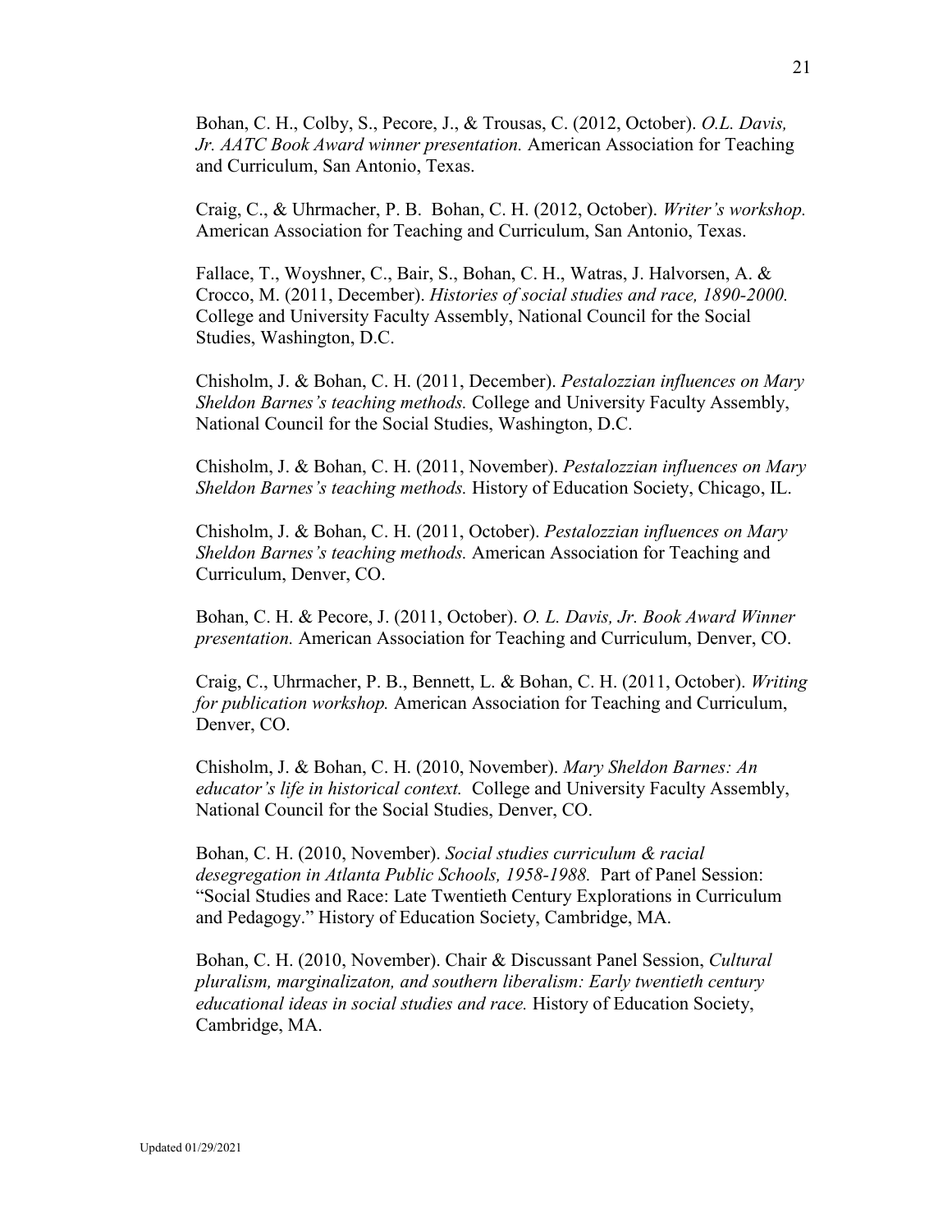Bohan, C. H., Colby, S., Pecore, J., & Trousas, C. (2012, October). *O.L. Davis, Jr. AATC Book Award winner presentation.* American Association for Teaching and Curriculum, San Antonio, Texas.

Craig, C., & Uhrmacher, P. B. Bohan, C. H. (2012, October). *Writer's workshop.* American Association for Teaching and Curriculum, San Antonio, Texas.

Fallace, T., Woyshner, C., Bair, S., Bohan, C. H., Watras, J. Halvorsen, A. & Crocco, M. (2011, December). *Histories of social studies and race, 1890-2000.* College and University Faculty Assembly, National Council for the Social Studies, Washington, D.C.

Chisholm, J. & Bohan, C. H. (2011, December). *Pestalozzian influences on Mary Sheldon Barnes's teaching methods.* College and University Faculty Assembly, National Council for the Social Studies, Washington, D.C.

Chisholm, J. & Bohan, C. H. (2011, November). *Pestalozzian influences on Mary Sheldon Barnes's teaching methods.* History of Education Society, Chicago, IL.

Chisholm, J. & Bohan, C. H. (2011, October). *Pestalozzian influences on Mary Sheldon Barnes's teaching methods.* American Association for Teaching and Curriculum, Denver, CO.

Bohan, C. H. & Pecore, J. (2011, October). *O. L. Davis, Jr. Book Award Winner presentation.* American Association for Teaching and Curriculum, Denver, CO.

Craig, C., Uhrmacher, P. B., Bennett, L. & Bohan, C. H. (2011, October). *Writing for publication workshop.* American Association for Teaching and Curriculum, Denver, CO.

Chisholm, J. & Bohan, C. H. (2010, November). *Mary Sheldon Barnes: An educator's life in historical context.* College and University Faculty Assembly, National Council for the Social Studies, Denver, CO.

Bohan, C. H. (2010, November). *Social studies curriculum & racial desegregation in Atlanta Public Schools, 1958-1988.* Part of Panel Session: "Social Studies and Race: Late Twentieth Century Explorations in Curriculum and Pedagogy." History of Education Society, Cambridge, MA.

Bohan, C. H. (2010, November). Chair & Discussant Panel Session, *Cultural pluralism, marginalizaton, and southern liberalism: Early twentieth century educational ideas in social studies and race.* History of Education Society, Cambridge, MA.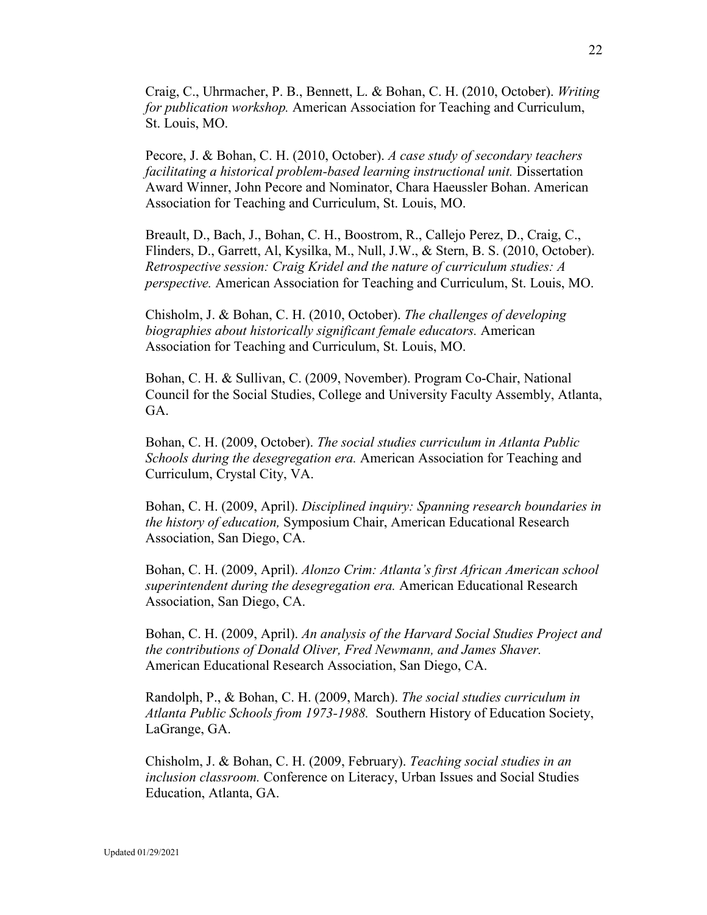Craig, C., Uhrmacher, P. B., Bennett, L. & Bohan, C. H. (2010, October). *Writing for publication workshop.* American Association for Teaching and Curriculum, St. Louis, MO.

Pecore, J. & Bohan, C. H. (2010, October). *A case study of secondary teachers facilitating a historical problem-based learning instructional unit.* Dissertation Award Winner, John Pecore and Nominator, Chara Haeussler Bohan. American Association for Teaching and Curriculum, St. Louis, MO.

Breault, D., Bach, J., Bohan, C. H., Boostrom, R., Callejo Perez, D., Craig, C., Flinders, D., Garrett, Al, Kysilka, M., Null, J.W., & Stern, B. S. (2010, October). *Retrospective session: Craig Kridel and the nature of curriculum studies: A perspective.* American Association for Teaching and Curriculum, St. Louis, MO.

Chisholm, J. & Bohan, C. H. (2010, October). *The challenges of developing biographies about historically significant female educators.* American Association for Teaching and Curriculum, St. Louis, MO.

Bohan, C. H. & Sullivan, C. (2009, November). Program Co-Chair, National Council for the Social Studies, College and University Faculty Assembly, Atlanta, GA.

Bohan, C. H. (2009, October). *The social studies curriculum in Atlanta Public Schools during the desegregation era.* American Association for Teaching and Curriculum, Crystal City, VA.

Bohan, C. H. (2009, April). *Disciplined inquiry: Spanning research boundaries in the history of education,* Symposium Chair, American Educational Research Association, San Diego, CA.

Bohan, C. H. (2009, April). *Alonzo Crim: Atlanta's first African American school superintendent during the desegregation era.* American Educational Research Association, San Diego, CA.

Bohan, C. H. (2009, April). *An analysis of the Harvard Social Studies Project and the contributions of Donald Oliver, Fred Newmann, and James Shaver.* American Educational Research Association, San Diego, CA.

Randolph, P., & Bohan, C. H. (2009, March). *The social studies curriculum in Atlanta Public Schools from 1973-1988.* Southern History of Education Society, LaGrange, GA.

Chisholm, J. & Bohan, C. H. (2009, February). *Teaching social studies in an inclusion classroom.* Conference on Literacy, Urban Issues and Social Studies Education, Atlanta, GA.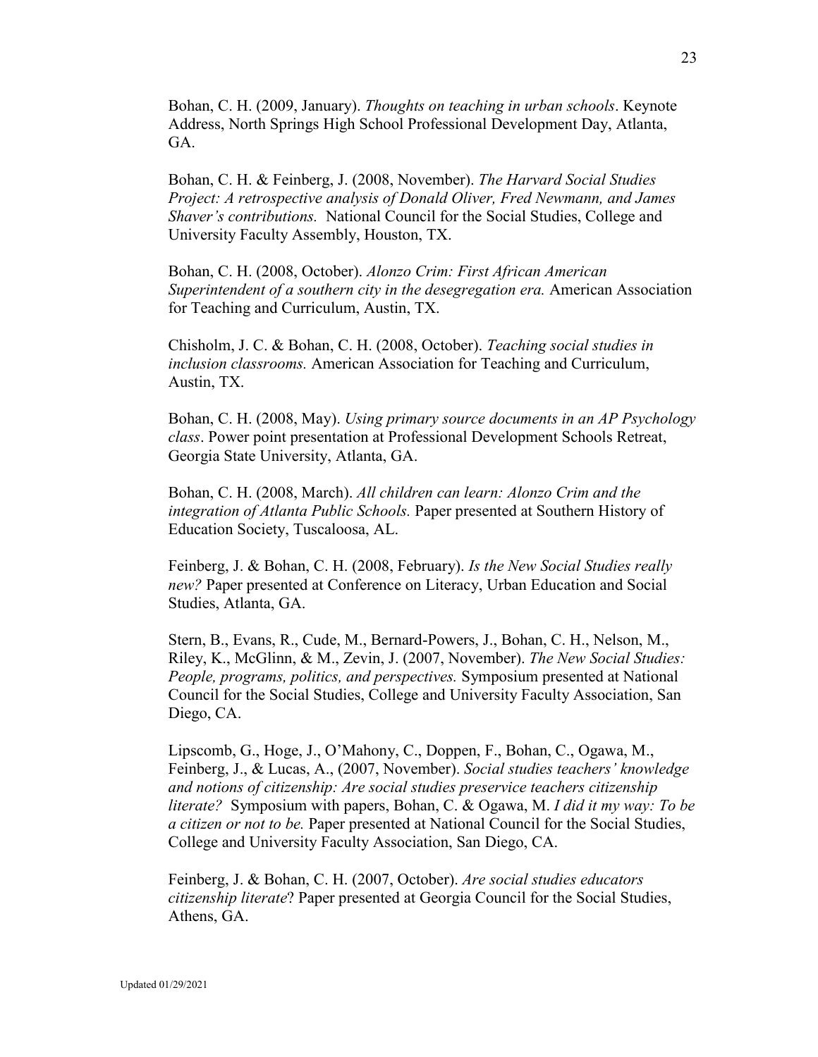Bohan, C. H. (2009, January). *Thoughts on teaching in urban schools*. Keynote Address, North Springs High School Professional Development Day, Atlanta, GA.

Bohan, C. H. & Feinberg, J. (2008, November). *The Harvard Social Studies Project: A retrospective analysis of Donald Oliver, Fred Newmann, and James Shaver's contributions.* National Council for the Social Studies, College and University Faculty Assembly, Houston, TX.

Bohan, C. H. (2008, October). *Alonzo Crim: First African American Superintendent of a southern city in the desegregation era.* American Association for Teaching and Curriculum, Austin, TX.

Chisholm, J. C. & Bohan, C. H. (2008, October). *Teaching social studies in inclusion classrooms.* American Association for Teaching and Curriculum, Austin, TX.

Bohan, C. H. (2008, May). *Using primary source documents in an AP Psychology class*. Power point presentation at Professional Development Schools Retreat, Georgia State University, Atlanta, GA.

Bohan, C. H. (2008, March). *All children can learn: Alonzo Crim and the integration of Atlanta Public Schools.* Paper presented at Southern History of Education Society, Tuscaloosa, AL.

Feinberg, J. & Bohan, C. H. (2008, February). *Is the New Social Studies really new?* Paper presented at Conference on Literacy, Urban Education and Social Studies, Atlanta, GA.

Stern, B., Evans, R., Cude, M., Bernard-Powers, J., Bohan, C. H., Nelson, M., Riley, K., McGlinn, & M., Zevin, J. (2007, November). *The New Social Studies: People, programs, politics, and perspectives.* Symposium presented at National Council for the Social Studies, College and University Faculty Association, San Diego, CA.

Lipscomb, G., Hoge, J., O'Mahony, C., Doppen, F., Bohan, C., Ogawa, M., Feinberg, J., & Lucas, A., (2007, November). *Social studies teachers' knowledge and notions of citizenship: Are social studies preservice teachers citizenship literate?* Symposium with papers, Bohan, C. & Ogawa, M. *I did it my way: To be a citizen or not to be.* Paper presented at National Council for the Social Studies, College and University Faculty Association, San Diego, CA.

Feinberg, J. & Bohan, C. H. (2007, October). *Are social studies educators citizenship literate*? Paper presented at Georgia Council for the Social Studies, Athens, GA.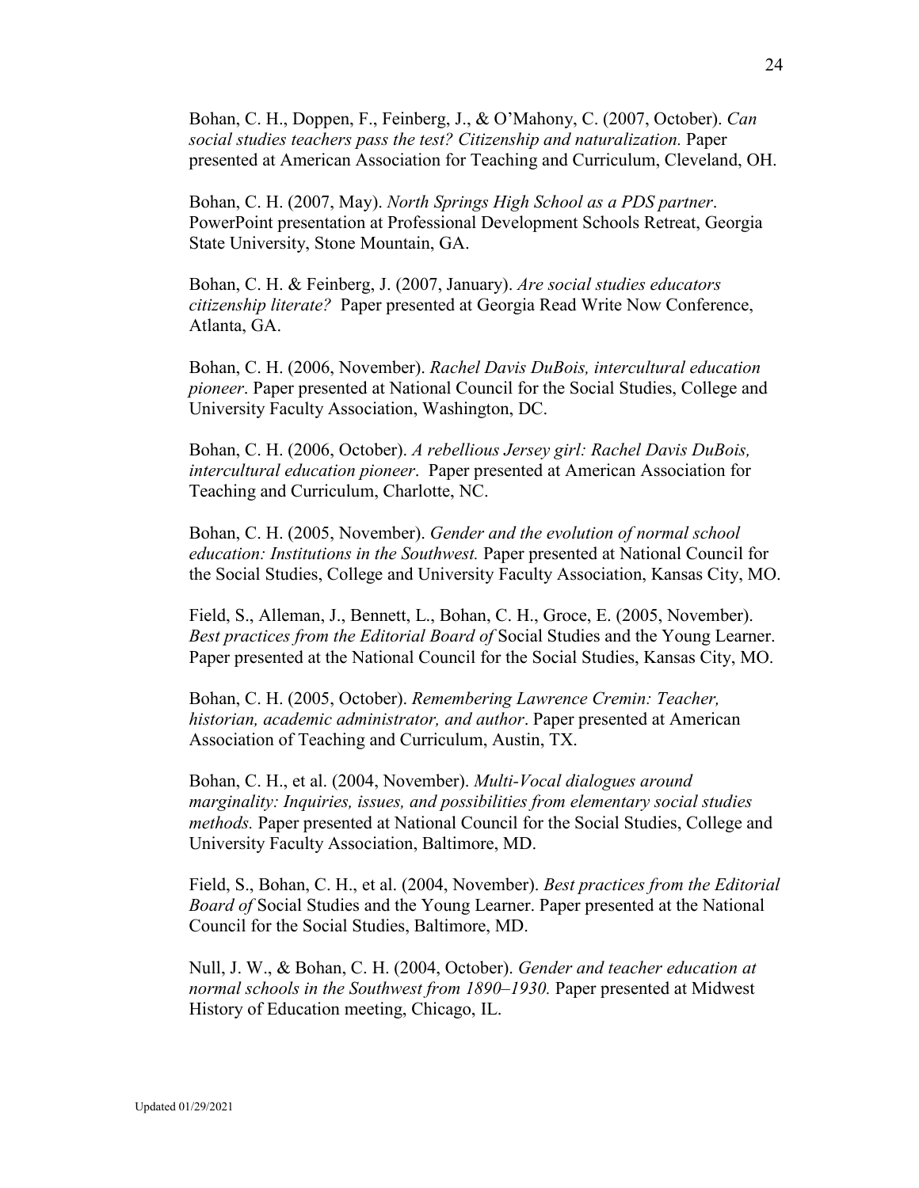Bohan, C. H., Doppen, F., Feinberg, J., & O'Mahony, C. (2007, October). *Can social studies teachers pass the test? Citizenship and naturalization.* Paper presented at American Association for Teaching and Curriculum, Cleveland, OH.

Bohan, C. H. (2007, May). *North Springs High School as a PDS partner*. PowerPoint presentation at Professional Development Schools Retreat, Georgia State University, Stone Mountain, GA.

Bohan, C. H. & Feinberg, J. (2007, January). *Are social studies educators citizenship literate?* Paper presented at Georgia Read Write Now Conference, Atlanta, GA.

Bohan, C. H. (2006, November). *Rachel Davis DuBois, intercultural education pioneer*. Paper presented at National Council for the Social Studies, College and University Faculty Association, Washington, DC.

Bohan, C. H. (2006, October). *A rebellious Jersey girl: Rachel Davis DuBois, intercultural education pioneer*. Paper presented at American Association for Teaching and Curriculum, Charlotte, NC.

Bohan, C. H. (2005, November). *Gender and the evolution of normal school education: Institutions in the Southwest.* Paper presented at National Council for the Social Studies, College and University Faculty Association, Kansas City, MO.

Field, S., Alleman, J., Bennett, L., Bohan, C. H., Groce, E. (2005, November). *Best practices from the Editorial Board of* Social Studies and the Young Learner. Paper presented at the National Council for the Social Studies, Kansas City, MO.

Bohan, C. H. (2005, October). *Remembering Lawrence Cremin: Teacher, historian, academic administrator, and author*. Paper presented at American Association of Teaching and Curriculum, Austin, TX.

Bohan, C. H., et al. (2004, November). *Multi-Vocal dialogues around marginality: Inquiries, issues, and possibilities from elementary social studies methods.* Paper presented at National Council for the Social Studies, College and University Faculty Association, Baltimore, MD.

Field, S., Bohan, C. H., et al. (2004, November). *Best practices from the Editorial Board of* Social Studies and the Young Learner. Paper presented at the National Council for the Social Studies, Baltimore, MD.

Null, J. W., & Bohan, C. H. (2004, October). *Gender and teacher education at normal schools in the Southwest from 1890–1930.* Paper presented at Midwest History of Education meeting, Chicago, IL.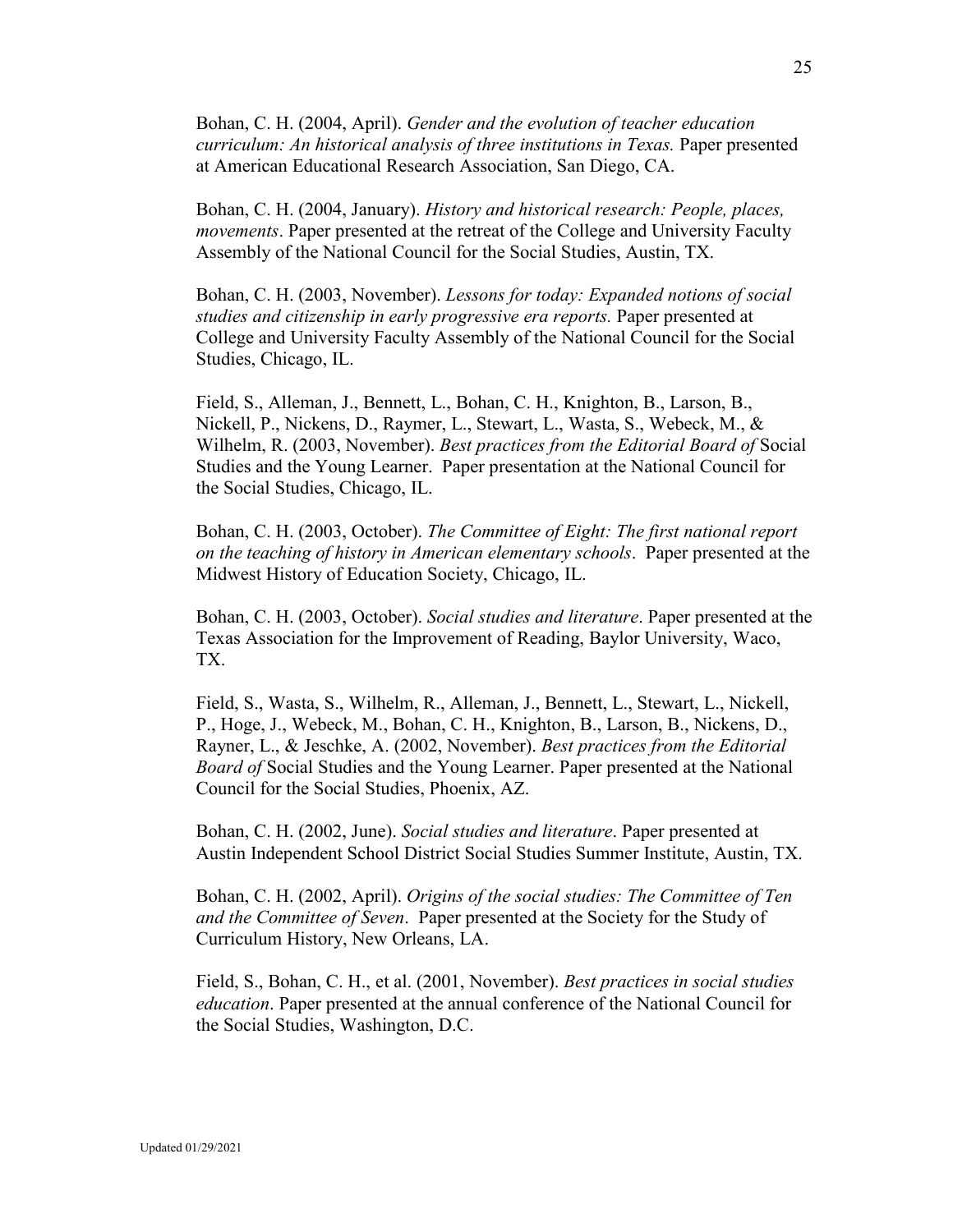Bohan, C. H. (2004, April). *Gender and the evolution of teacher education curriculum: An historical analysis of three institutions in Texas.* Paper presented at American Educational Research Association, San Diego, CA.

Bohan, C. H. (2004, January). *History and historical research: People, places, movements*. Paper presented at the retreat of the College and University Faculty Assembly of the National Council for the Social Studies, Austin, TX.

Bohan, C. H. (2003, November). *Lessons for today: Expanded notions of social studies and citizenship in early progressive era reports.* Paper presented at College and University Faculty Assembly of the National Council for the Social Studies, Chicago, IL.

Field, S., Alleman, J., Bennett, L., Bohan, C. H., Knighton, B., Larson, B., Nickell, P., Nickens, D., Raymer, L., Stewart, L., Wasta, S., Webeck, M., & Wilhelm, R. (2003, November). *Best practices from the Editorial Board of* Social Studies and the Young Learner. Paper presentation at the National Council for the Social Studies, Chicago, IL.

Bohan, C. H. (2003, October). *The Committee of Eight: The first national report on the teaching of history in American elementary schools*. Paper presented at the Midwest History of Education Society, Chicago, IL.

Bohan, C. H. (2003, October). *Social studies and literature*. Paper presented at the Texas Association for the Improvement of Reading, Baylor University, Waco, TX.

Field, S., Wasta, S., Wilhelm, R., Alleman, J., Bennett, L., Stewart, L., Nickell, P., Hoge, J., Webeck, M., Bohan, C. H., Knighton, B., Larson, B., Nickens, D., Rayner, L., & Jeschke, A. (2002, November). *Best practices from the Editorial Board of* Social Studies and the Young Learner. Paper presented at the National Council for the Social Studies, Phoenix, AZ.

Bohan, C. H. (2002, June). *Social studies and literature*. Paper presented at Austin Independent School District Social Studies Summer Institute, Austin, TX.

Bohan, C. H. (2002, April). *Origins of the social studies: The Committee of Ten and the Committee of Seven*. Paper presented at the Society for the Study of Curriculum History, New Orleans, LA.

Field, S., Bohan, C. H., et al. (2001, November). *Best practices in social studies education*. Paper presented at the annual conference of the National Council for the Social Studies, Washington, D.C.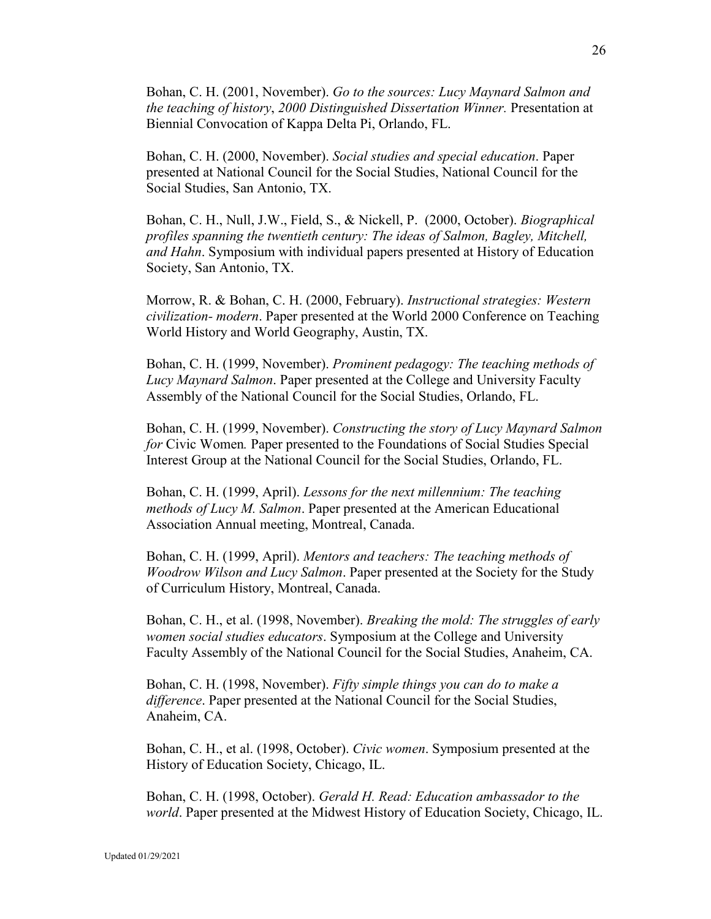Bohan, C. H. (2001, November). *Go to the sources: Lucy Maynard Salmon and the teaching of history*, *2000 Distinguished Dissertation Winner.* Presentation at Biennial Convocation of Kappa Delta Pi, Orlando, FL.

Bohan, C. H. (2000, November). *Social studies and special education*. Paper presented at National Council for the Social Studies, National Council for the Social Studies, San Antonio, TX.

Bohan, C. H., Null, J.W., Field, S., & Nickell, P. (2000, October). *Biographical profiles spanning the twentieth century: The ideas of Salmon, Bagley, Mitchell, and Hahn*. Symposium with individual papers presented at History of Education Society, San Antonio, TX.

Morrow, R. & Bohan, C. H. (2000, February). *Instructional strategies: Western civilization- modern*. Paper presented at the World 2000 Conference on Teaching World History and World Geography, Austin, TX.

Bohan, C. H. (1999, November). *Prominent pedagogy: The teaching methods of Lucy Maynard Salmon*. Paper presented at the College and University Faculty Assembly of the National Council for the Social Studies, Orlando, FL.

Bohan, C. H. (1999, November). *Constructing the story of Lucy Maynard Salmon for* Civic Women*.* Paper presented to the Foundations of Social Studies Special Interest Group at the National Council for the Social Studies, Orlando, FL.

Bohan, C. H. (1999, April). *Lessons for the next millennium: The teaching methods of Lucy M. Salmon*. Paper presented at the American Educational Association Annual meeting, Montreal, Canada.

Bohan, C. H. (1999, April). *Mentors and teachers: The teaching methods of Woodrow Wilson and Lucy Salmon*. Paper presented at the Society for the Study of Curriculum History, Montreal, Canada.

Bohan, C. H., et al. (1998, November). *Breaking the mold: The struggles of early women social studies educators*. Symposium at the College and University Faculty Assembly of the National Council for the Social Studies, Anaheim, CA.

Bohan, C. H. (1998, November). *Fifty simple things you can do to make a difference*. Paper presented at the National Council for the Social Studies, Anaheim, CA.

Bohan, C. H., et al. (1998, October). *Civic women*. Symposium presented at the History of Education Society, Chicago, IL.

Bohan, C. H. (1998, October). *Gerald H. Read: Education ambassador to the world*. Paper presented at the Midwest History of Education Society, Chicago, IL.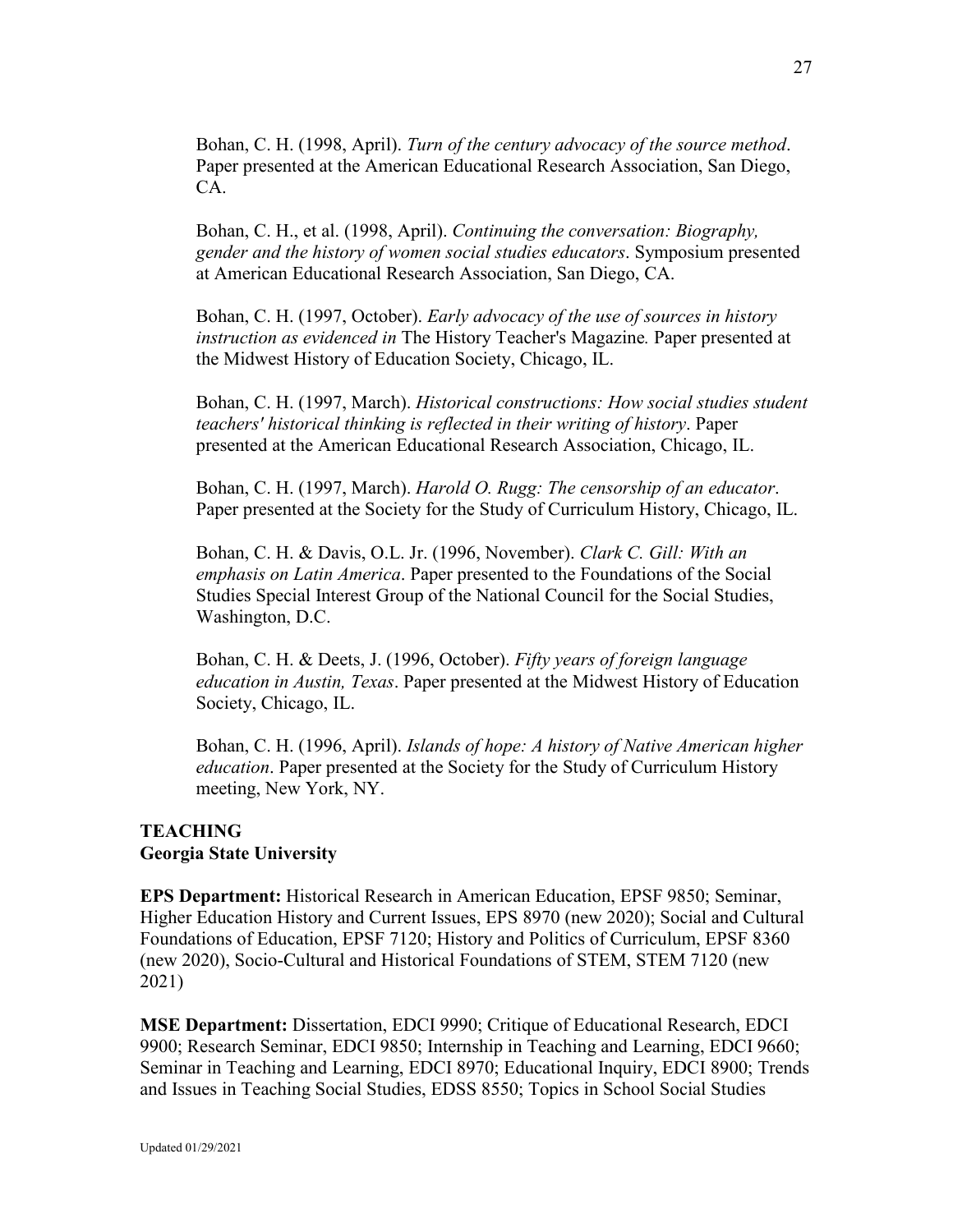Bohan, C. H. (1998, April). *Turn of the century advocacy of the source method*. Paper presented at the American Educational Research Association, San Diego, CA.

Bohan, C. H., et al. (1998, April). *Continuing the conversation: Biography, gender and the history of women social studies educators*. Symposium presented at American Educational Research Association, San Diego, CA.

Bohan, C. H. (1997, October). *Early advocacy of the use of sources in history instruction as evidenced in* The History Teacher's Magazine*.* Paper presented at the Midwest History of Education Society, Chicago, IL.

Bohan, C. H. (1997, March). *Historical constructions: How social studies student teachers' historical thinking is reflected in their writing of history*. Paper presented at the American Educational Research Association, Chicago, IL.

Bohan, C. H. (1997, March). *Harold O. Rugg: The censorship of an educator*. Paper presented at the Society for the Study of Curriculum History, Chicago, IL.

Bohan, C. H. & Davis, O.L. Jr. (1996, November). *Clark C. Gill: With an emphasis on Latin America*. Paper presented to the Foundations of the Social Studies Special Interest Group of the National Council for the Social Studies, Washington, D.C.

Bohan, C. H. & Deets, J. (1996, October). *Fifty years of foreign language education in Austin, Texas*. Paper presented at the Midwest History of Education Society, Chicago, IL.

Bohan, C. H. (1996, April). *Islands of hope: A history of Native American higher education*. Paper presented at the Society for the Study of Curriculum History meeting, New York, NY.

## TEACHING

### Georgia State University

**EPS Department:** Historical Research in American Education, EPSF 9850; Seminar, Higher Education History and Current Issues, EPS 8970 (new 2020); Social and Cultural Foundations of Education, EPSF 7120; History and Politics of Curriculum, EPSF 8360 (new 2020), Socio-Cultural and Historical Foundations of STEM, STEM 7120 (new 2021)

**MSE Department:** Dissertation, EDCI 9990; Critique of Educational Research, EDCI 9900; Research Seminar, EDCI 9850; Internship in Teaching and Learning, EDCI 9660; Seminar in Teaching and Learning, EDCI 8970; Educational Inquiry, EDCI 8900; Trends and Issues in Teaching Social Studies, EDSS 8550; Topics in School Social Studies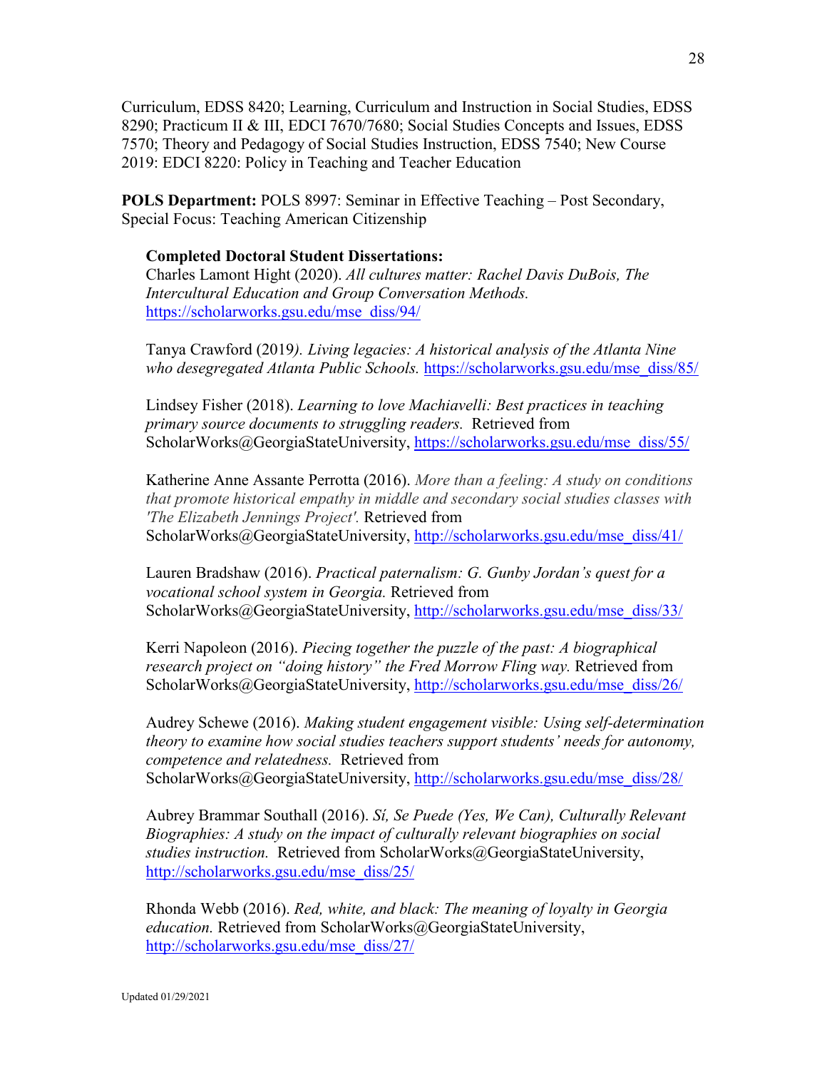Curriculum, EDSS 8420; Learning, Curriculum and Instruction in Social Studies, EDSS 8290; Practicum II & III, EDCI 7670/7680; Social Studies Concepts and Issues, EDSS 7570; Theory and Pedagogy of Social Studies Instruction, EDSS 7540; New Course 2019: EDCI 8220: Policy in Teaching and Teacher Education

**POLS Department:** POLS 8997: Seminar in Effective Teaching – Post Secondary, Special Focus: Teaching American Citizenship

**Completed Doctoral Student Dissertations:**

Charles Lamont Hight (2020). *All cultures matter: Rachel Davis DuBois, The Intercultural Education and Group Conversation Methods.* https://scholarworks.gsu.edu/mse_diss/94/

Tanya Crawford (2019*). Living legacies: A historical analysis of the Atlanta Nine who desegregated Atlanta Public Schools.* https://scholarworks.gsu.edu/mse_diss/85/

Lindsey Fisher (2018). *Learning to love Machiavelli: Best practices in teaching primary source documents to struggling readers.* Retrieved from ScholarWorks@GeorgiaStateUniversity, https://scholarworks.gsu.edu/mse_diss/55/

Katherine Anne Assante Perrotta (2016). *More than a feeling: A study on conditions that promote historical empathy in middle and secondary social studies classes with 'The Elizabeth Jennings Project'.* Retrieved from ScholarWorks@GeorgiaStateUniversity, http://scholarworks.gsu.edu/mse_diss/41/

Lauren Bradshaw (2016). *Practical paternalism: G. Gunby Jordan's quest for a vocational school system in Georgia.* Retrieved from ScholarWorks@GeorgiaStateUniversity, http://scholarworks.gsu.edu/mse_diss/33/

Kerri Napoleon (2016). *Piecing together the puzzle of the past: A biographical research project on "doing history" the Fred Morrow Fling way.* Retrieved from ScholarWorks@GeorgiaStateUniversity, http://scholarworks.gsu.edu/mse_diss/26/

Audrey Schewe (2016). *Making student engagement visible: Using self-determination theory to examine how social studies teachers support students' needs for autonomy, competence and relatedness.* Retrieved from ScholarWorks@GeorgiaStateUniversity, http://scholarworks.gsu.edu/mse_diss/28/

Aubrey Brammar Southall (2016). *Sí, Se Puede (Yes, We Can), Culturally Relevant Biographies: A study on the impact of culturally relevant biographies on social studies instruction.* Retrieved from ScholarWorks@GeorgiaStateUniversity, http://scholarworks.gsu.edu/mse_diss/25/

Rhonda Webb (2016). *Red, white, and black: The meaning of loyalty in Georgia education.* Retrieved from ScholarWorks@GeorgiaStateUniversity, http://scholarworks.gsu.edu/mse_diss/27/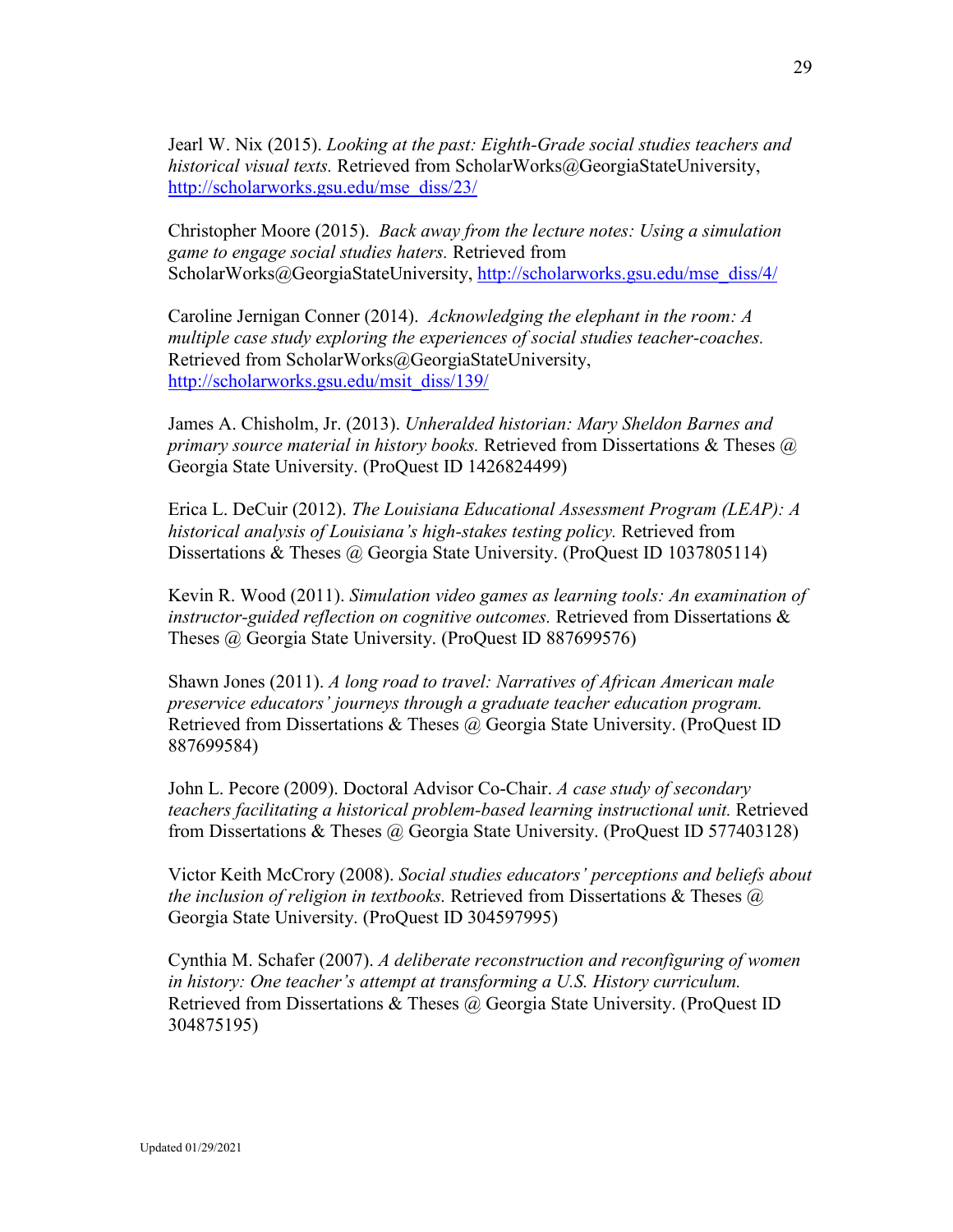Jearl W. Nix (2015). *Looking at the past: Eighth-Grade social studies teachers and historical visual texts.* Retrieved from ScholarWorks@GeorgiaStateUniversity, http://scholarworks.gsu.edu/mse_diss/23/

Christopher Moore (2015). *Back away from the lecture notes: Using a simulation game to engage social studies haters.* Retrieved from ScholarWorks@GeorgiaStateUniversity, http://scholarworks.gsu.edu/mse_diss/4/

Caroline Jernigan Conner (2014). *Acknowledging the elephant in the room: A multiple case study exploring the experiences of social studies teacher-coaches.* Retrieved from ScholarWorks@GeorgiaStateUniversity, http://scholarworks.gsu.edu/msit_diss/139/

James A. Chisholm, Jr. (2013). *Unheralded historian: Mary Sheldon Barnes and primary source material in history books.* Retrieved from Dissertations & Theses @ Georgia State University. (ProQuest ID 1426824499)

Erica L. DeCuir (2012). *The Louisiana Educational Assessment Program (LEAP): A historical analysis of Louisiana's high-stakes testing policy.* Retrieved from Dissertations & Theses @ Georgia State University. (ProQuest ID 1037805114)

Kevin R. Wood (2011). *Simulation video games as learning tools: An examination of instructor-guided reflection on cognitive outcomes.* Retrieved from Dissertations & Theses @ Georgia State University. (ProQuest ID 887699576)

Shawn Jones (2011). *A long road to travel: Narratives of African American male preservice educators' journeys through a graduate teacher education program.* Retrieved from Dissertations & Theses @ Georgia State University. (ProQuest ID 887699584)

John L. Pecore (2009). Doctoral Advisor Co-Chair. *A case study of secondary teachers facilitating a historical problem-based learning instructional unit.* Retrieved from Dissertations & Theses @ Georgia State University. (ProQuest ID 577403128)

Victor Keith McCrory (2008). *Social studies educators' perceptions and beliefs about the inclusion of religion in textbooks.* Retrieved from Dissertations & Theses @ Georgia State University. (ProQuest ID 304597995)

Cynthia M. Schafer (2007). *A deliberate reconstruction and reconfiguring of women in history: One teacher's attempt at transforming a U.S. History curriculum.* Retrieved from Dissertations & Theses @ Georgia State University. (ProQuest ID 304875195)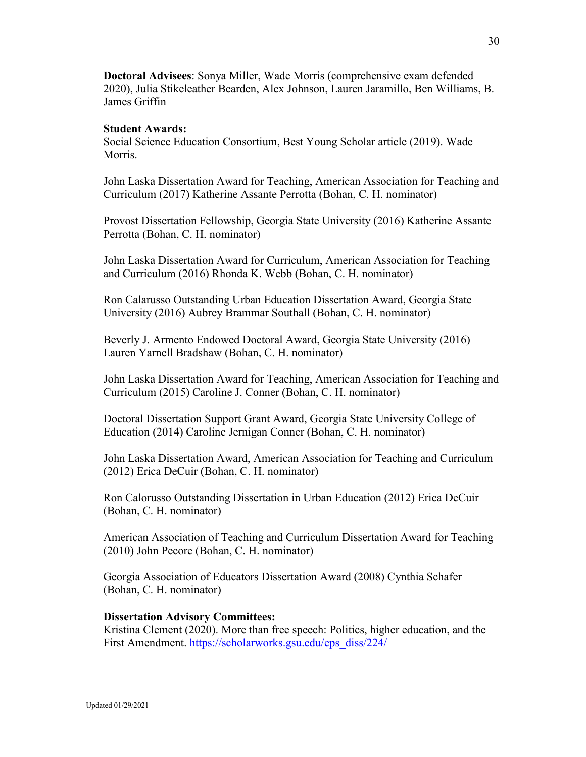**Doctoral Advisees**: Sonya Miller, Wade Morris (comprehensive exam defended 2020), Julia Stikeleather Bearden, Alex Johnson, Lauren Jaramillo, Ben Williams, B. James Griffin

**Student Awards:**

Social Science Education Consortium, Best Young Scholar article (2019). Wade Morris.

John Laska Dissertation Award for Teaching, American Association for Teaching and Curriculum (2017) Katherine Assante Perrotta (Bohan, C. H. nominator)

Provost Dissertation Fellowship, Georgia State University (2016) Katherine Assante Perrotta (Bohan, C. H. nominator)

John Laska Dissertation Award for Curriculum, American Association for Teaching and Curriculum (2016) Rhonda K. Webb (Bohan, C. H. nominator)

Ron Calarusso Outstanding Urban Education Dissertation Award, Georgia State University (2016) Aubrey Brammar Southall (Bohan, C. H. nominator)

Beverly J. Armento Endowed Doctoral Award, Georgia State University (2016) Lauren Yarnell Bradshaw (Bohan, C. H. nominator)

John Laska Dissertation Award for Teaching, American Association for Teaching and Curriculum (2015) Caroline J. Conner (Bohan, C. H. nominator)

Doctoral Dissertation Support Grant Award, Georgia State University College of Education (2014) Caroline Jernigan Conner (Bohan, C. H. nominator)

John Laska Dissertation Award, American Association for Teaching and Curriculum (2012) Erica DeCuir (Bohan, C. H. nominator)

Ron Calorusso Outstanding Dissertation in Urban Education (2012) Erica DeCuir (Bohan, C. H. nominator)

American Association of Teaching and Curriculum Dissertation Award for Teaching (2010) John Pecore (Bohan, C. H. nominator)

Georgia Association of Educators Dissertation Award (2008) Cynthia Schafer (Bohan, C. H. nominator)

**Dissertation Advisory Committees:**

Kristina Clement (2020). More than free speech: Politics, higher education, and the First Amendment. https://scholarworks.gsu.edu/eps_diss/224/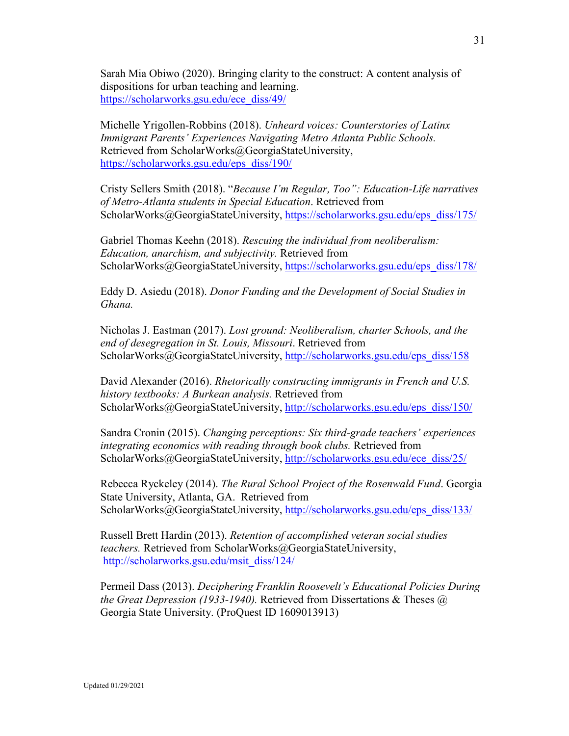Sarah Mia Obiwo (2020). Bringing clarity to the construct: A content analysis of dispositions for urban teaching and learning. https://scholarworks.gsu.edu/ece_diss/49/

Michelle Yrigollen-Robbins (2018). *Unheard voices: Counterstories of Latinx Immigrant Parents' Experiences Navigating Metro Atlanta Public Schools.* Retrieved from ScholarWorks@GeorgiaStateUniversity, https://scholarworks.gsu.edu/eps_diss/190/

Cristy Sellers Smith (2018). "*Because I'm Regular, Too": Education-Life narratives of Metro-Atlanta students in Special Education*. Retrieved from ScholarWorks@GeorgiaStateUniversity, https://scholarworks.gsu.edu/eps_diss/175/

Gabriel Thomas Keehn (2018). *Rescuing the individual from neoliberalism: Education, anarchism, and subjectivity.* Retrieved from ScholarWorks@GeorgiaStateUniversity, https://scholarworks.gsu.edu/eps_diss/178/

Eddy D. Asiedu (2018). *Donor Funding and the Development of Social Studies in Ghana.*

Nicholas J. Eastman (2017). *Lost ground: Neoliberalism, charter Schools, and the end of desegregation in St. Louis, Missouri*. Retrieved from ScholarWorks@GeorgiaStateUniversity, http://scholarworks.gsu.edu/eps_diss/158

David Alexander (2016). *Rhetorically constructing immigrants in French and U.S. history textbooks: A Burkean analysis.* Retrieved from ScholarWorks@GeorgiaStateUniversity, http://scholarworks.gsu.edu/eps_diss/150/

Sandra Cronin (2015). *Changing perceptions: Six third-grade teachers' experiences integrating economics with reading through book clubs.* Retrieved from ScholarWorks@GeorgiaStateUniversity, http://scholarworks.gsu.edu/ece_diss/25/

Rebecca Ryckeley (2014). *The Rural School Project of the Rosenwald Fund*. Georgia State University, Atlanta, GA. Retrieved from ScholarWorks@GeorgiaStateUniversity, http://scholarworks.gsu.edu/eps_diss/133/

Russell Brett Hardin (2013). *Retention of accomplished veteran social studies teachers.* Retrieved from ScholarWorks@GeorgiaStateUniversity, http://scholarworks.gsu.edu/msit_diss/124/

Permeil Dass (2013). *Deciphering Franklin Roosevelt's Educational Policies During the Great Depression (1933-1940).* Retrieved from Dissertations & Theses @ Georgia State University. (ProQuest ID 1609013913)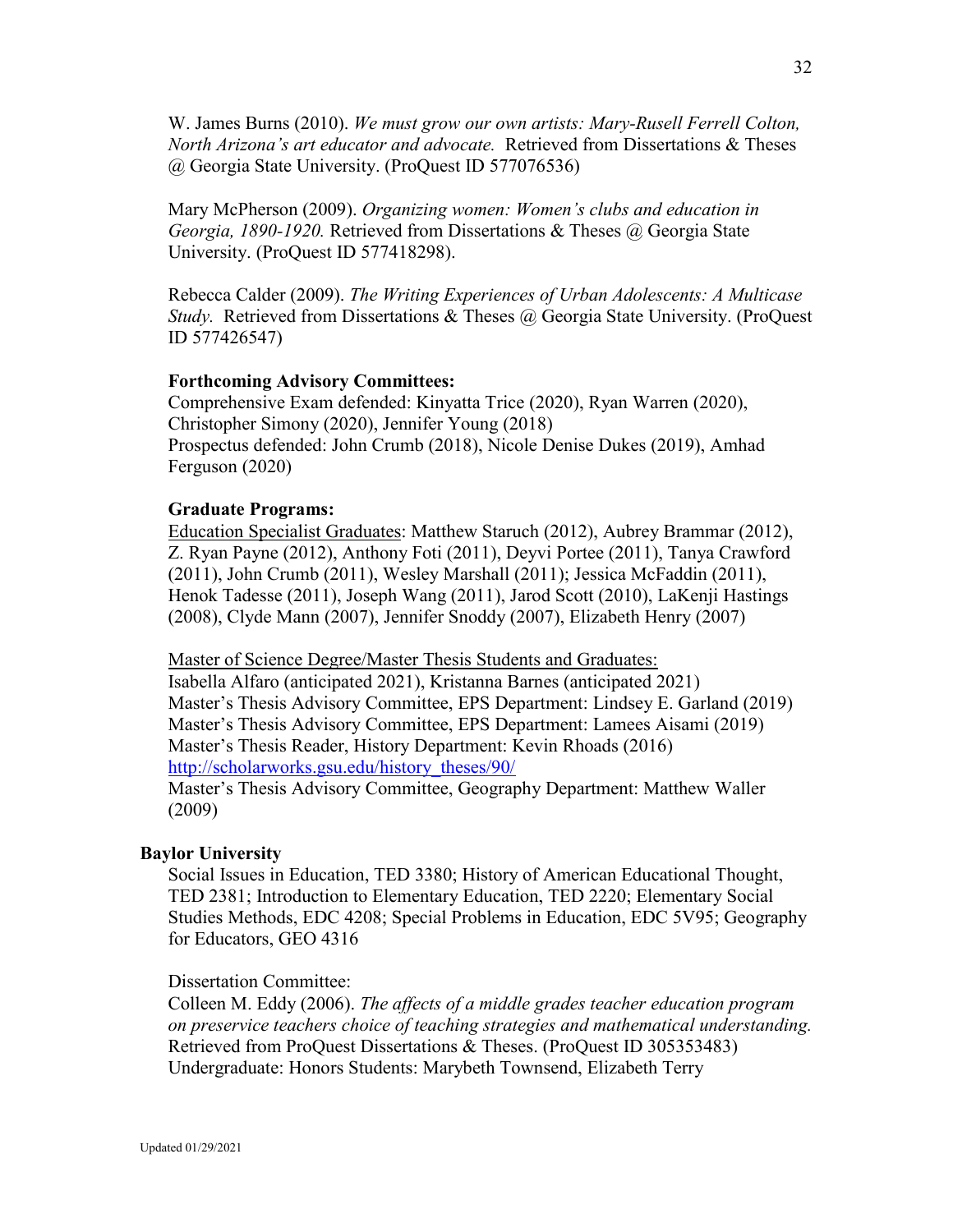W. James Burns (2010). *We must grow our own artists: Mary-Rusell Ferrell Colton, North Arizona's art educator and advocate.* Retrieved from Dissertations & Theses @ Georgia State University. (ProQuest ID 577076536)

Mary McPherson (2009). *Organizing women: Women's clubs and education in Georgia, 1890-1920.* Retrieved from Dissertations & Theses @ Georgia State University. (ProQuest ID 577418298).

Rebecca Calder (2009). *The Writing Experiences of Urban Adolescents: A Multicase Study.* Retrieved from Dissertations & Theses @ Georgia State University. (ProQuest ID 577426547)

**Forthcoming Advisory Committees:**
Comprehensive Exam defended: Kinyatta Trice (2020), Ryan Warren (2020), Christopher Simony (2020), Jennifer Young (2018)
Prospectus defended: John Crumb (2018), Nicole Denise Dukes (2019), Amhad Ferguson (2020)

**Graduate Programs:**
<u>Education Specialist Graduates</u>: Matthew Staruch (2012), Aubrey Brammar (2012), Z. Ryan Payne (2012), Anthony Foti (2011), Deyvi Portee (2011), Tanya Crawford (2011), John Crumb (2011), Wesley Marshall (2011); Jessica McFaddin (2011), Henok Tadesse (2011), Joseph Wang (2011), Jarod Scott (2010), LaKenji Hastings (2008), Clyde Mann (2007), Jennifer Snoddy (2007), Elizabeth Henry (2007)

<u>Master of Science Degree/Master Thesis Students and Graduates:</u>
Isabella Alfaro (anticipated 2021), Kristanna Barnes (anticipated 2021)
Master's Thesis Advisory Committee, EPS Department: Lindsey E. Garland (2019)
Master's Thesis Advisory Committee, EPS Department: Lamees Aisami (2019)
Master's Thesis Reader, History Department: Kevin Rhoads (2016)
http://scholarworks.gsu.edu/history_theses/90/
Master's Thesis Advisory Committee, Geography Department: Matthew Waller (2009)

**Baylor University**

Social Issues in Education, TED 3380; History of American Educational Thought, TED 2381; Introduction to Elementary Education, TED 2220; Elementary Social Studies Methods, EDC 4208; Special Problems in Education, EDC 5V95; Geography for Educators, GEO 4316

Dissertation Committee:
Colleen M. Eddy (2006). *The affects of a middle grades teacher education program on preservice teachers choice of teaching strategies and mathematical understanding.* Retrieved from ProQuest Dissertations & Theses. (ProQuest ID 305353483)
Undergraduate: Honors Students: Marybeth Townsend, Elizabeth Terry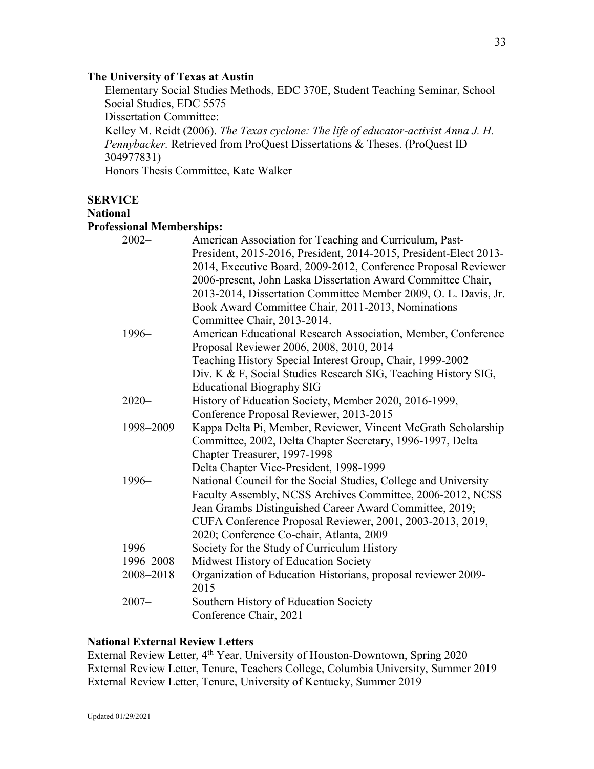**The University of Texas at Austin**

Elementary Social Studies Methods, EDC 370E, Student Teaching Seminar, School Social Studies, EDC 5575

Dissertation Committee:

Kelley M. Reidt (2006). *The Texas cyclone: The life of educator-activist Anna J. H. Pennybacker.* Retrieved from ProQuest Dissertations & Theses. (ProQuest ID 304977831)

Honors Thesis Committee, Kate Walker

**SERVICE**

**National**

**Professional Memberships:**

| | |
|---|---|
| 2002– | American Association for Teaching and Curriculum, Past-President, 2015-2016, President, 2014-2015, President-Elect 2013-2014, Executive Board, 2009-2012, Conference Proposal Reviewer 2006-present, John Laska Dissertation Award Committee Chair, 2013-2014, Dissertation Committee Member 2009, O. L. Davis, Jr. Book Award Committee Chair, 2011-2013, Nominations Committee Chair, 2013-2014. |
| 1996– | American Educational Research Association, Member, Conference Proposal Reviewer 2006, 2008, 2010, 2014<br>Teaching History Special Interest Group, Chair, 1999-2002<br>Div. K & F, Social Studies Research SIG, Teaching History SIG, Educational Biography SIG |
| 2020– | History of Education Society, Member 2020, 2016-1999, Conference Proposal Reviewer, 2013-2015 |
| 1998–2009 | Kappa Delta Pi, Member, Reviewer, Vincent McGrath Scholarship Committee, 2002, Delta Chapter Secretary, 1996-1997, Delta Chapter Treasurer, 1997-1998<br>Delta Chapter Vice-President, 1998-1999 |
| 1996– | National Council for the Social Studies, College and University Faculty Assembly, NCSS Archives Committee, 2006-2012, NCSS Jean Grambs Distinguished Career Award Committee, 2019; CUFA Conference Proposal Reviewer, 2001, 2003-2013, 2019, 2020; Conference Co-chair, Atlanta, 2009 |
| 1996– | Society for the Study of Curriculum History |
| 1996–2008 | Midwest History of Education Society |
| 2008–2018 | Organization of Education Historians, proposal reviewer 2009-2015 |
| 2007– | Southern History of Education Society<br>Conference Chair, 2021 |

**National External Review Letters**

External Review Letter, 4th Year, University of Houston-Downtown, Spring 2020

External Review Letter, Tenure, Teachers College, Columbia University, Summer 2019

External Review Letter, Tenure, University of Kentucky, Summer 2019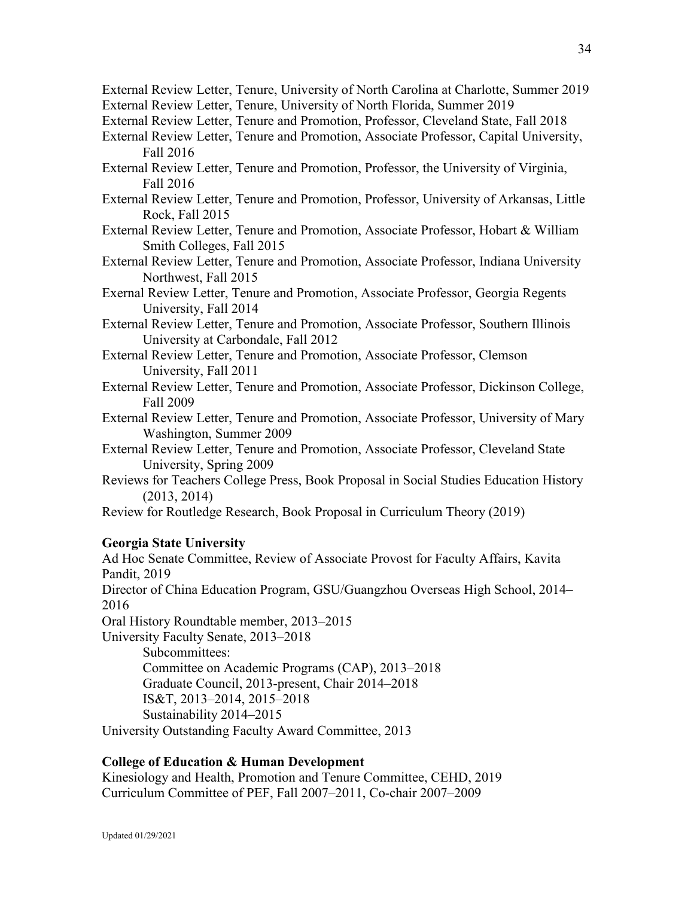External Review Letter, Tenure, University of North Carolina at Charlotte, Summer 2019
External Review Letter, Tenure, University of North Florida, Summer 2019
External Review Letter, Tenure and Promotion, Professor, Cleveland State, Fall 2018
External Review Letter, Tenure and Promotion, Associate Professor, Capital University, Fall 2016
External Review Letter, Tenure and Promotion, Professor, the University of Virginia, Fall 2016
External Review Letter, Tenure and Promotion, Professor, University of Arkansas, Little Rock, Fall 2015
External Review Letter, Tenure and Promotion, Associate Professor, Hobart & William Smith Colleges, Fall 2015
External Review Letter, Tenure and Promotion, Associate Professor, Indiana University Northwest, Fall 2015
Exernal Review Letter, Tenure and Promotion, Associate Professor, Georgia Regents University, Fall 2014
External Review Letter, Tenure and Promotion, Associate Professor, Southern Illinois University at Carbondale, Fall 2012
External Review Letter, Tenure and Promotion, Associate Professor, Clemson University, Fall 2011
External Review Letter, Tenure and Promotion, Associate Professor, Dickinson College, Fall 2009
External Review Letter, Tenure and Promotion, Associate Professor, University of Mary Washington, Summer 2009
External Review Letter, Tenure and Promotion, Associate Professor, Cleveland State University, Spring 2009
Reviews for Teachers College Press, Book Proposal in Social Studies Education History (2013, 2014)
Review for Routledge Research, Book Proposal in Curriculum Theory (2019)

**Georgia State University**

Ad Hoc Senate Committee, Review of Associate Provost for Faculty Affairs, Kavita Pandit, 2019
Director of China Education Program, GSU/Guangzhou Overseas High School, 2014–2016
Oral History Roundtable member, 2013–2015
University Faculty Senate, 2013–2018
  Subcommittees:
  Committee on Academic Programs (CAP), 2013–2018
  Graduate Council, 2013-present, Chair 2014–2018
  IS&T, 2013–2014, 2015–2018
  Sustainability 2014–2015
University Outstanding Faculty Award Committee, 2013

**College of Education & Human Development**

Kinesiology and Health, Promotion and Tenure Committee, CEHD, 2019
Curriculum Committee of PEF, Fall 2007–2011, Co-chair 2007–2009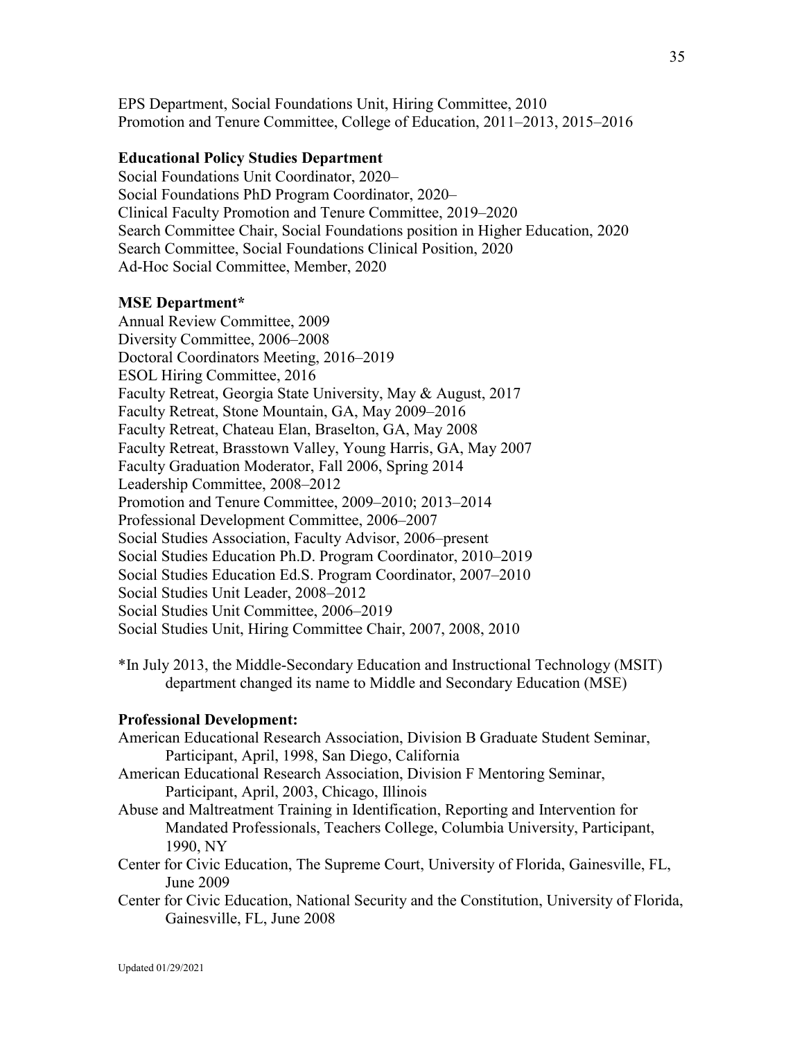EPS Department, Social Foundations Unit, Hiring Committee, 2010
Promotion and Tenure Committee, College of Education, 2011–2013, 2015–2016

**Educational Policy Studies Department**

Social Foundations Unit Coordinator, 2020–
Social Foundations PhD Program Coordinator, 2020–
Clinical Faculty Promotion and Tenure Committee, 2019–2020
Search Committee Chair, Social Foundations position in Higher Education, 2020
Search Committee, Social Foundations Clinical Position, 2020
Ad-Hoc Social Committee, Member, 2020

**MSE Department***

Annual Review Committee, 2009
Diversity Committee, 2006–2008
Doctoral Coordinators Meeting, 2016–2019
ESOL Hiring Committee, 2016
Faculty Retreat, Georgia State University, May & August, 2017
Faculty Retreat, Stone Mountain, GA, May 2009–2016
Faculty Retreat, Chateau Elan, Braselton, GA, May 2008
Faculty Retreat, Brasstown Valley, Young Harris, GA, May 2007
Faculty Graduation Moderator, Fall 2006, Spring 2014
Leadership Committee, 2008–2012
Promotion and Tenure Committee, 2009–2010; 2013–2014
Professional Development Committee, 2006–2007
Social Studies Association, Faculty Advisor, 2006–present
Social Studies Education Ph.D. Program Coordinator, 2010–2019
Social Studies Education Ed.S. Program Coordinator, 2007–2010
Social Studies Unit Leader, 2008–2012
Social Studies Unit Committee, 2006–2019
Social Studies Unit, Hiring Committee Chair, 2007, 2008, 2010

*In July 2013, the Middle-Secondary Education and Instructional Technology (MSIT) department changed its name to Middle and Secondary Education (MSE)

**Professional Development:**

American Educational Research Association, Division B Graduate Student Seminar, Participant, April, 1998, San Diego, California
American Educational Research Association, Division F Mentoring Seminar, Participant, April, 2003, Chicago, Illinois
Abuse and Maltreatment Training in Identification, Reporting and Intervention for Mandated Professionals, Teachers College, Columbia University, Participant, 1990, NY
Center for Civic Education, The Supreme Court, University of Florida, Gainesville, FL, June 2009
Center for Civic Education, National Security and the Constitution, University of Florida, Gainesville, FL, June 2008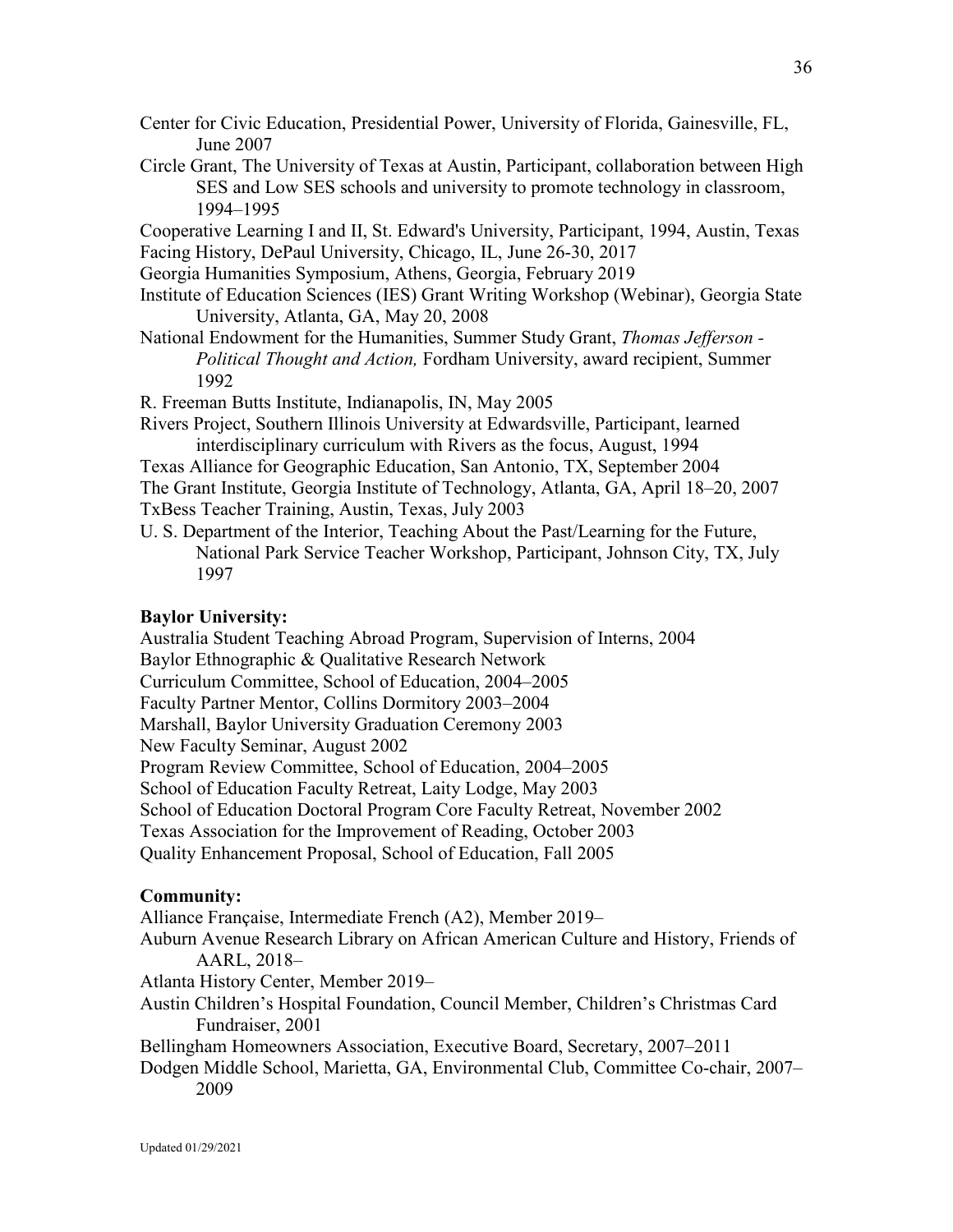Center for Civic Education, Presidential Power, University of Florida, Gainesville, FL, June 2007

Circle Grant, The University of Texas at Austin, Participant, collaboration between High SES and Low SES schools and university to promote technology in classroom, 1994–1995

Cooperative Learning I and II, St. Edward's University, Participant, 1994, Austin, Texas

Facing History, DePaul University, Chicago, IL, June 26-30, 2017

Georgia Humanities Symposium, Athens, Georgia, February 2019

Institute of Education Sciences (IES) Grant Writing Workshop (Webinar), Georgia State University, Atlanta, GA, May 20, 2008

National Endowment for the Humanities, Summer Study Grant, *Thomas Jefferson - Political Thought and Action,* Fordham University, award recipient, Summer 1992

R. Freeman Butts Institute, Indianapolis, IN, May 2005

Rivers Project, Southern Illinois University at Edwardsville, Participant, learned interdisciplinary curriculum with Rivers as the focus, August, 1994

Texas Alliance for Geographic Education, San Antonio, TX, September 2004

The Grant Institute, Georgia Institute of Technology, Atlanta, GA, April 18–20, 2007

TxBess Teacher Training, Austin, Texas, July 2003

U. S. Department of the Interior, Teaching About the Past/Learning for the Future, National Park Service Teacher Workshop, Participant, Johnson City, TX, July 1997

**Baylor University:**

Australia Student Teaching Abroad Program, Supervision of Interns, 2004

Baylor Ethnographic & Qualitative Research Network

Curriculum Committee, School of Education, 2004–2005

Faculty Partner Mentor, Collins Dormitory 2003–2004

Marshall, Baylor University Graduation Ceremony 2003

New Faculty Seminar, August 2002

Program Review Committee, School of Education, 2004–2005

School of Education Faculty Retreat, Laity Lodge, May 2003

School of Education Doctoral Program Core Faculty Retreat, November 2002

Texas Association for the Improvement of Reading, October 2003

Quality Enhancement Proposal, School of Education, Fall 2005

**Community:**

Alliance Française, Intermediate French (A2), Member 2019–

Auburn Avenue Research Library on African American Culture and History, Friends of AARL, 2018–

Atlanta History Center, Member 2019–

Austin Children's Hospital Foundation, Council Member, Children's Christmas Card Fundraiser, 2001

Bellingham Homeowners Association, Executive Board, Secretary, 2007–2011

Dodgen Middle School, Marietta, GA, Environmental Club, Committee Co-chair, 2007–2009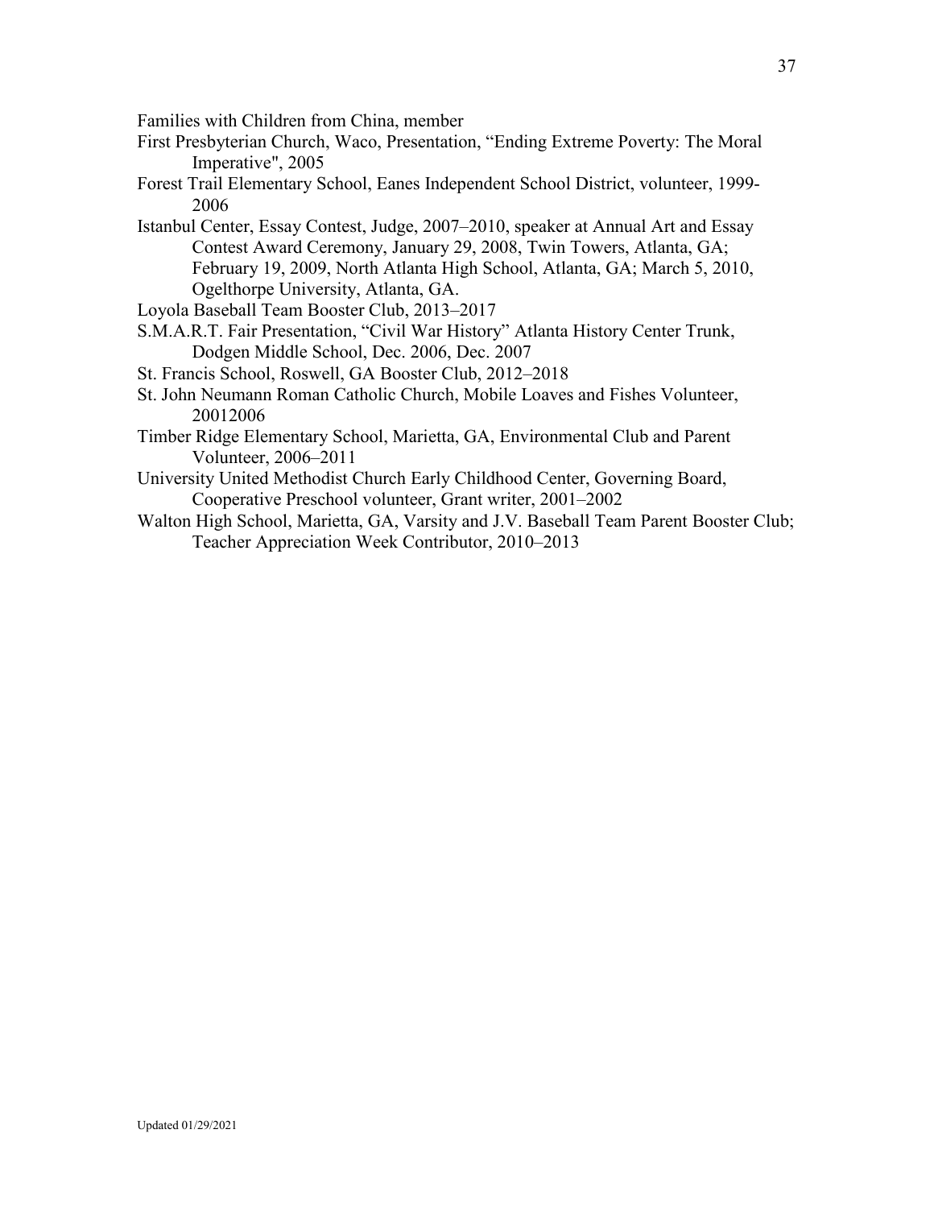Families with Children from China, member

First Presbyterian Church, Waco, Presentation, "Ending Extreme Poverty: The Moral Imperative", 2005

Forest Trail Elementary School, Eanes Independent School District, volunteer, 1999-2006

Istanbul Center, Essay Contest, Judge, 2007–2010, speaker at Annual Art and Essay Contest Award Ceremony, January 29, 2008, Twin Towers, Atlanta, GA; February 19, 2009, North Atlanta High School, Atlanta, GA; March 5, 2010, Ogelthorpe University, Atlanta, GA.

Loyola Baseball Team Booster Club, 2013–2017

S.M.A.R.T. Fair Presentation, "Civil War History" Atlanta History Center Trunk, Dodgen Middle School, Dec. 2006, Dec. 2007

St. Francis School, Roswell, GA Booster Club, 2012–2018

St. John Neumann Roman Catholic Church, Mobile Loaves and Fishes Volunteer, 20012006

Timber Ridge Elementary School, Marietta, GA, Environmental Club and Parent Volunteer, 2006–2011

University United Methodist Church Early Childhood Center, Governing Board, Cooperative Preschool volunteer, Grant writer, 2001–2002

Walton High School, Marietta, GA, Varsity and J.V. Baseball Team Parent Booster Club; Teacher Appreciation Week Contributor, 2010–2013